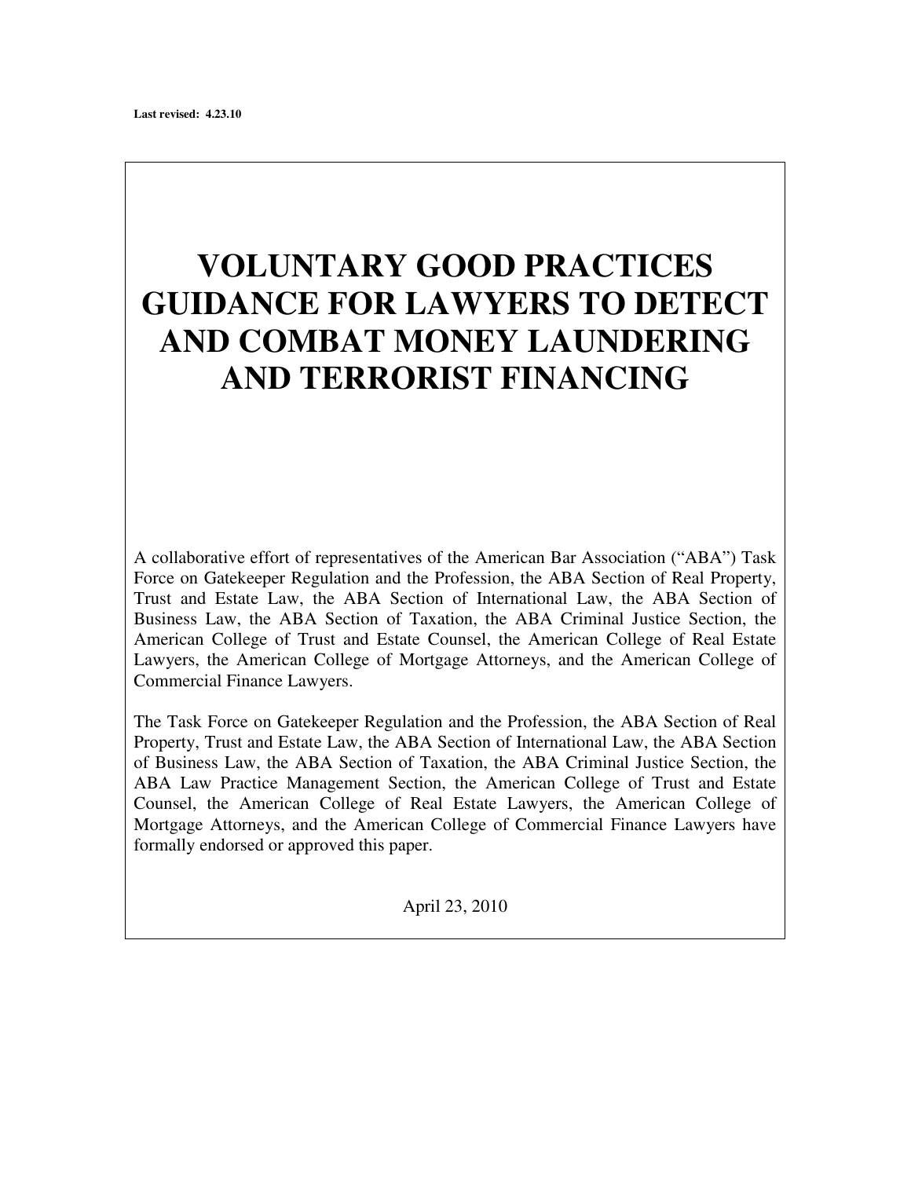**Last revised: 4.23.10**

# VOLUNTARY GOOD PRACTICES GUIDANCE FOR LAWYERS TO DETECT AND COMBAT MONEY LAUNDERING AND TERRORIST FINANCING

A collaborative effort of representatives of the American Bar Association ("ABA") Task Force on Gatekeeper Regulation and the Profession, the ABA Section of Real Property, Trust and Estate Law, the ABA Section of International Law, the ABA Section of Business Law, the ABA Section of Taxation, the ABA Criminal Justice Section, the American College of Trust and Estate Counsel, the American College of Real Estate Lawyers, the American College of Mortgage Attorneys, and the American College of Commercial Finance Lawyers.

The Task Force on Gatekeeper Regulation and the Profession, the ABA Section of Real Property, Trust and Estate Law, the ABA Section of International Law, the ABA Section of Business Law, the ABA Section of Taxation, the ABA Criminal Justice Section, the ABA Law Practice Management Section, the American College of Trust and Estate Counsel, the American College of Real Estate Lawyers, the American College of Mortgage Attorneys, and the American College of Commercial Finance Lawyers have formally endorsed or approved this paper.

April 23, 2010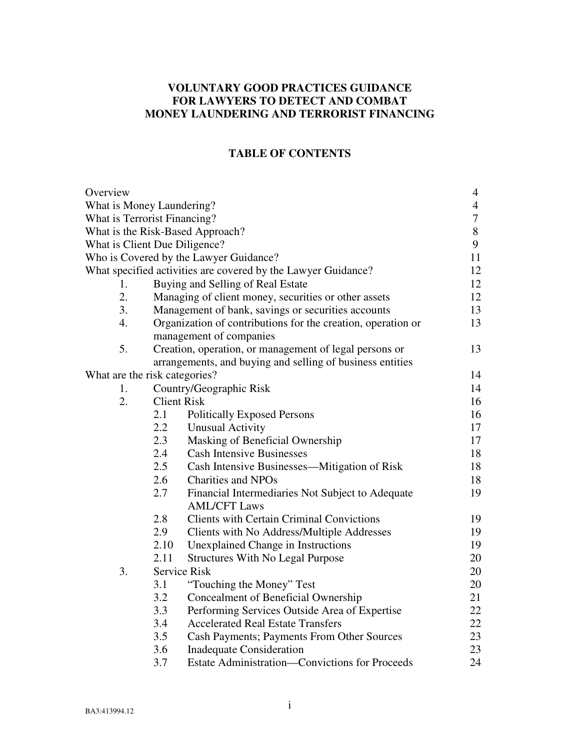# VOLUNTARY GOOD PRACTICES GUIDANCE FOR LAWYERS TO DETECT AND COMBAT MONEY LAUNDERING AND TERRORIST FINANCING

## TABLE OF CONTENTS

| | | | |
|---|---|---|---|
| Overview | | | 4 |
| What is Money Laundering? | | | 4 |
| What is Terrorist Financing? | | | 7 |
| What is the Risk-Based Approach? | | | 8 |
| What is Client Due Diligence? | | | 9 |
| Who is Covered by the Lawyer Guidance? | | | 11 |
| What specified activities are covered by the Lawyer Guidance? | | | 12 |
| 1. | Buying and Selling of Real Estate | | 12 |
| 2. | Managing of client money, securities or other assets | | 12 |
| 3. | Management of bank, savings or securities accounts | | 13 |
| 4. | Organization of contributions for the creation, operation or management of companies | | 13 |
| 5. | Creation, operation, or management of legal persons or arrangements, and buying and selling of business entities | | 13 |
| What are the risk categories? | | | 14 |
| 1. | Country/Geographic Risk | | 14 |
| 2. | Client Risk | | 16 |
| | 2.1 | Politically Exposed Persons | 16 |
| | 2.2 | Unusual Activity | 17 |
| | 2.3 | Masking of Beneficial Ownership | 17 |
| | 2.4 | Cash Intensive Businesses | 18 |
| | 2.5 | Cash Intensive Businesses—Mitigation of Risk | 18 |
| | 2.6 | Charities and NPOs | 18 |
| | 2.7 | Financial Intermediaries Not Subject to Adequate AML/CFT Laws | 19 |
| | 2.8 | Clients with Certain Criminal Convictions | 19 |
| | 2.9 | Clients with No Address/Multiple Addresses | 19 |
| | 2.10 | Unexplained Change in Instructions | 19 |
| | 2.11 | Structures With No Legal Purpose | 20 |
| 3. | Service Risk | | 20 |
| | 3.1 | "Touching the Money" Test | 20 |
| | 3.2 | Concealment of Beneficial Ownership | 21 |
| | 3.3 | Performing Services Outside Area of Expertise | 22 |
| | 3.4 | Accelerated Real Estate Transfers | 22 |
| | 3.5 | Cash Payments; Payments From Other Sources | 23 |
| | 3.6 | Inadequate Consideration | 23 |
| | 3.7 | Estate Administration—Convictions for Proceeds | 24 |

BA3:413994.12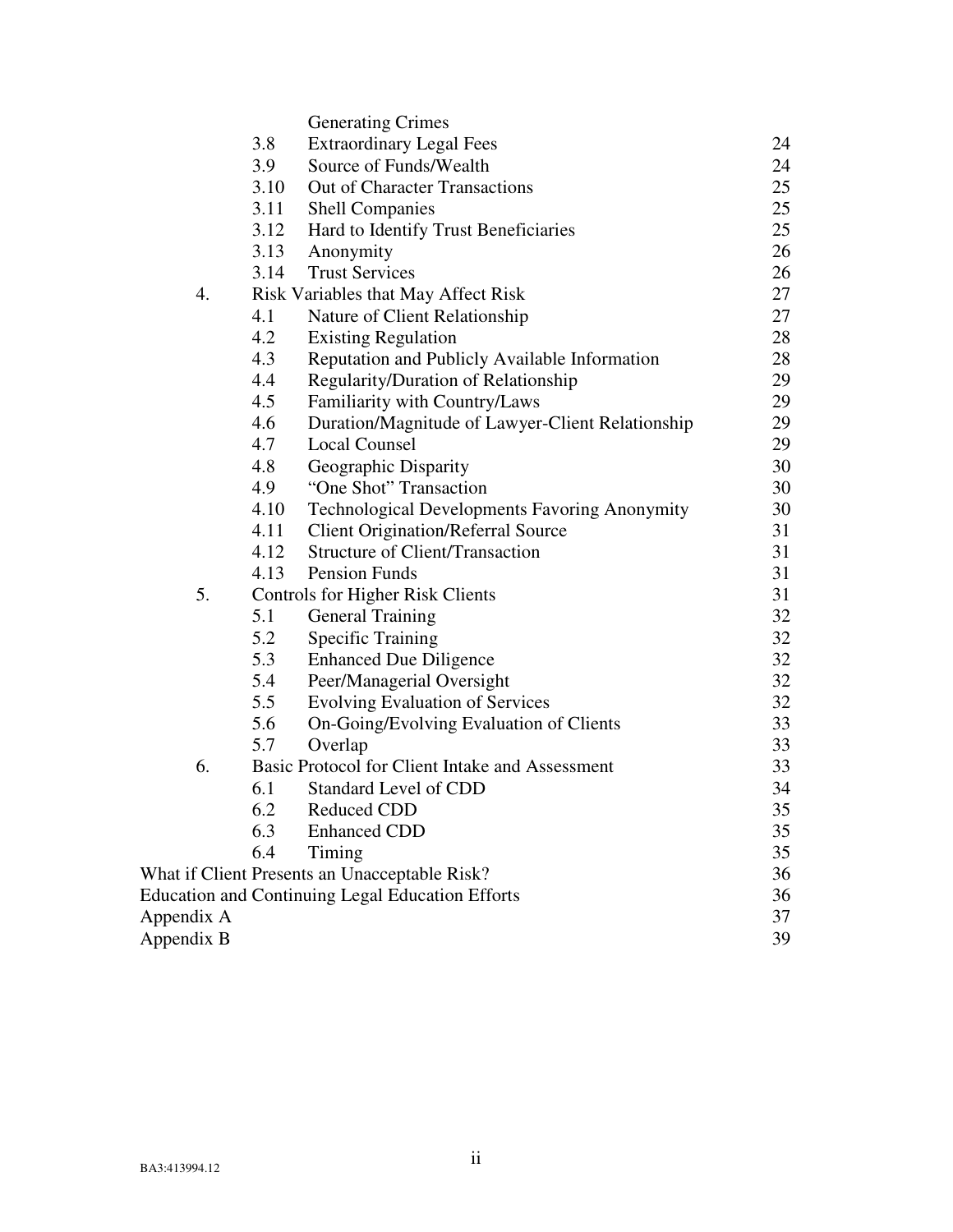| | | | |
|---|---|---|---|
| | | Generating Crimes | |
| | 3.8 | Extraordinary Legal Fees | 24 |
| | 3.9 | Source of Funds/Wealth | 24 |
| | 3.10 | Out of Character Transactions | 25 |
| | 3.11 | Shell Companies | 25 |
| | 3.12 | Hard to Identify Trust Beneficiaries | 25 |
| | 3.13 | Anonymity | 26 |
| | 3.14 | Trust Services | 26 |
| 4. | Risk Variables that May Affect Risk | | 27 |
| | 4.1 | Nature of Client Relationship | 27 |
| | 4.2 | Existing Regulation | 28 |
| | 4.3 | Reputation and Publicly Available Information | 28 |
| | 4.4 | Regularity/Duration of Relationship | 29 |
| | 4.5 | Familiarity with Country/Laws | 29 |
| | 4.6 | Duration/Magnitude of Lawyer-Client Relationship | 29 |
| | 4.7 | Local Counsel | 29 |
| | 4.8 | Geographic Disparity | 30 |
| | 4.9 | "One Shot" Transaction | 30 |
| | 4.10 | Technological Developments Favoring Anonymity | 30 |
| | 4.11 | Client Origination/Referral Source | 31 |
| | 4.12 | Structure of Client/Transaction | 31 |
| | 4.13 | Pension Funds | 31 |
| 5. | Controls for Higher Risk Clients | | 31 |
| | 5.1 | General Training | 32 |
| | 5.2 | Specific Training | 32 |
| | 5.3 | Enhanced Due Diligence | 32 |
| | 5.4 | Peer/Managerial Oversight | 32 |
| | 5.5 | Evolving Evaluation of Services | 32 |
| | 5.6 | On-Going/Evolving Evaluation of Clients | 33 |
| | 5.7 | Overlap | 33 |
| 6. | Basic Protocol for Client Intake and Assessment | | 33 |
| | 6.1 | Standard Level of CDD | 34 |
| | 6.2 | Reduced CDD | 35 |
| | 6.3 | Enhanced CDD | 35 |
| | 6.4 | Timing | 35 |
| What if Client Presents an Unacceptable Risk? | | | 36 |
| Education and Continuing Legal Education Efforts | | | 36 |
| Appendix A | | | 37 |
| Appendix B | | | 39 |

BA3:413994.12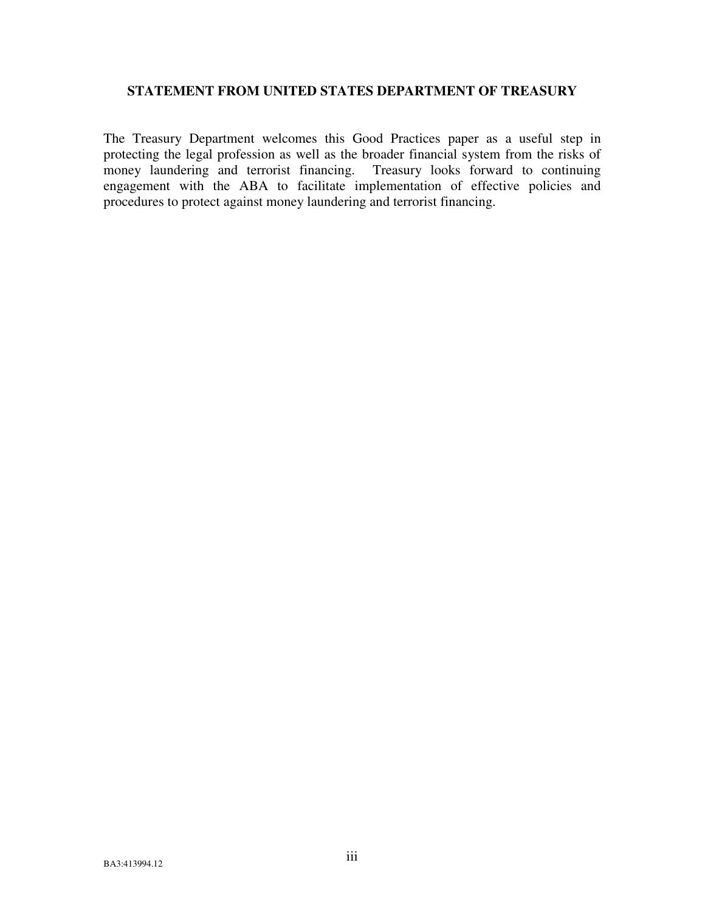## STATEMENT FROM UNITED STATES DEPARTMENT OF TREASURY

The Treasury Department welcomes this Good Practices paper as a useful step in protecting the legal profession as well as the broader financial system from the risks of money laundering and terrorist financing. Treasury looks forward to continuing engagement with the ABA to facilitate implementation of effective policies and procedures to protect against money laundering and terrorist financing.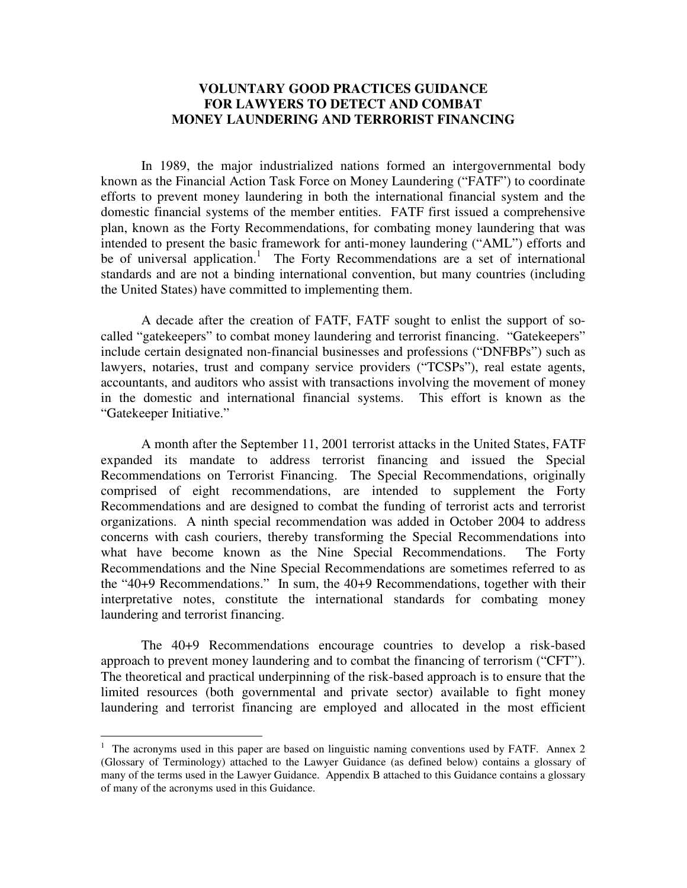# VOLUNTARY GOOD PRACTICES GUIDANCE FOR LAWYERS TO DETECT AND COMBAT MONEY LAUNDERING AND TERRORIST FINANCING

In 1989, the major industrialized nations formed an intergovernmental body known as the Financial Action Task Force on Money Laundering ("FATF") to coordinate efforts to prevent money laundering in both the international financial system and the domestic financial systems of the member entities. FATF first issued a comprehensive plan, known as the Forty Recommendations, for combating money laundering that was intended to present the basic framework for anti-money laundering ("AML") efforts and be of universal application.[1] The Forty Recommendations are a set of international standards and are not a binding international convention, but many countries (including the United States) have committed to implementing them.

A decade after the creation of FATF, FATF sought to enlist the support of so-called "gatekeepers" to combat money laundering and terrorist financing. "Gatekeepers" include certain designated non-financial businesses and professions ("DNFBPs") such as lawyers, notaries, trust and company service providers ("TCSPs"), real estate agents, accountants, and auditors who assist with transactions involving the movement of money in the domestic and international financial systems. This effort is known as the "Gatekeeper Initiative."

A month after the September 11, 2001 terrorist attacks in the United States, FATF expanded its mandate to address terrorist financing and issued the Special Recommendations on Terrorist Financing. The Special Recommendations, originally comprised of eight recommendations, are intended to supplement the Forty Recommendations and are designed to combat the funding of terrorist acts and terrorist organizations. A ninth special recommendation was added in October 2004 to address concerns with cash couriers, thereby transforming the Special Recommendations into what have become known as the Nine Special Recommendations. The Forty Recommendations and the Nine Special Recommendations are sometimes referred to as the "40+9 Recommendations." In sum, the 40+9 Recommendations, together with their interpretative notes, constitute the international standards for combating money laundering and terrorist financing.

The 40+9 Recommendations encourage countries to develop a risk-based approach to prevent money laundering and to combat the financing of terrorism ("CFT"). The theoretical and practical underpinning of the risk-based approach is to ensure that the limited resources (both governmental and private sector) available to fight money laundering and terrorist financing are employed and allocated in the most efficient

[1] The acronyms used in this paper are based on linguistic naming conventions used by FATF. Annex 2 (Glossary of Terminology) attached to the Lawyer Guidance (as defined below) contains a glossary of many of the terms used in the Lawyer Guidance. Appendix B attached to this Guidance contains a glossary of many of the acronyms used in this Guidance.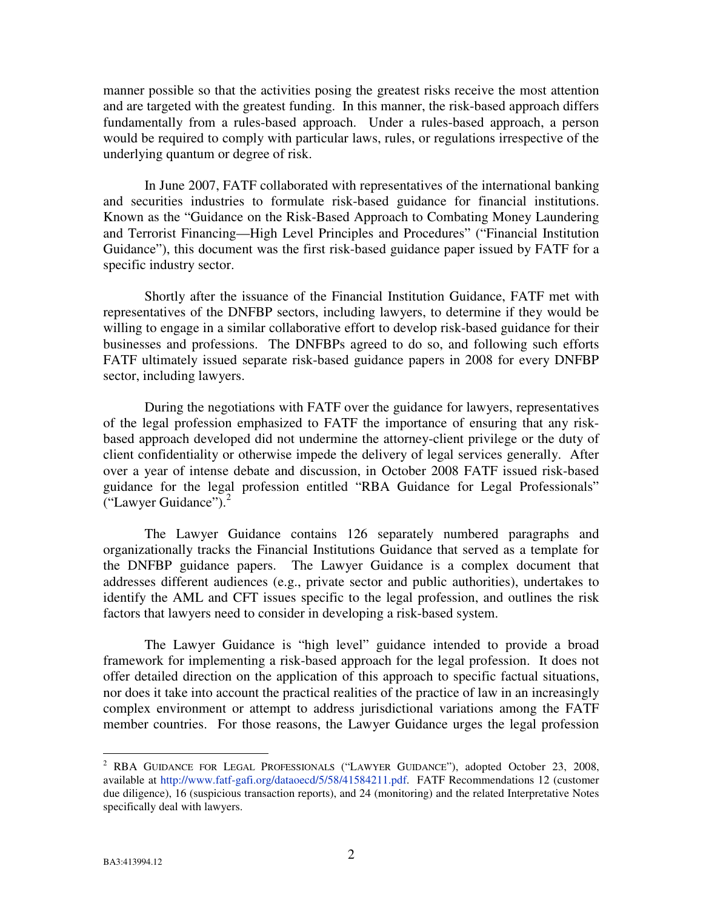manner possible so that the activities posing the greatest risks receive the most attention and are targeted with the greatest funding. In this manner, the risk-based approach differs fundamentally from a rules-based approach. Under a rules-based approach, a person would be required to comply with particular laws, rules, or regulations irrespective of the underlying quantum or degree of risk.

In June 2007, FATF collaborated with representatives of the international banking and securities industries to formulate risk-based guidance for financial institutions. Known as the "Guidance on the Risk-Based Approach to Combating Money Laundering and Terrorist Financing—High Level Principles and Procedures" ("Financial Institution Guidance"), this document was the first risk-based guidance paper issued by FATF for a specific industry sector.

Shortly after the issuance of the Financial Institution Guidance, FATF met with representatives of the DNFBP sectors, including lawyers, to determine if they would be willing to engage in a similar collaborative effort to develop risk-based guidance for their businesses and professions. The DNFBPs agreed to do so, and following such efforts FATF ultimately issued separate risk-based guidance papers in 2008 for every DNFBP sector, including lawyers.

During the negotiations with FATF over the guidance for lawyers, representatives of the legal profession emphasized to FATF the importance of ensuring that any risk-based approach developed did not undermine the attorney-client privilege or the duty of client confidentiality or otherwise impede the delivery of legal services generally. After over a year of intense debate and discussion, in October 2008 FATF issued risk-based guidance for the legal profession entitled "RBA Guidance for Legal Professionals" ("Lawyer Guidance").[2]

The Lawyer Guidance contains 126 separately numbered paragraphs and organizationally tracks the Financial Institutions Guidance that served as a template for the DNFBP guidance papers. The Lawyer Guidance is a complex document that addresses different audiences (e.g., private sector and public authorities), undertakes to identify the AML and CFT issues specific to the legal profession, and outlines the risk factors that lawyers need to consider in developing a risk-based system.

The Lawyer Guidance is "high level" guidance intended to provide a broad framework for implementing a risk-based approach for the legal profession. It does not offer detailed direction on the application of this approach to specific factual situations, nor does it take into account the practical realities of the practice of law in an increasingly complex environment or attempt to address jurisdictional variations among the FATF member countries. For those reasons, the Lawyer Guidance urges the legal profession

---

[2] RBA GUIDANCE FOR LEGAL PROFESSIONALS ("LAWYER GUIDANCE"), adopted October 23, 2008, available at http://www.fatf-gafi.org/dataoecd/5/58/41584211.pdf. FATF Recommendations 12 (customer due diligence), 16 (suspicious transaction reports), and 24 (monitoring) and the related Interpretative Notes specifically deal with lawyers.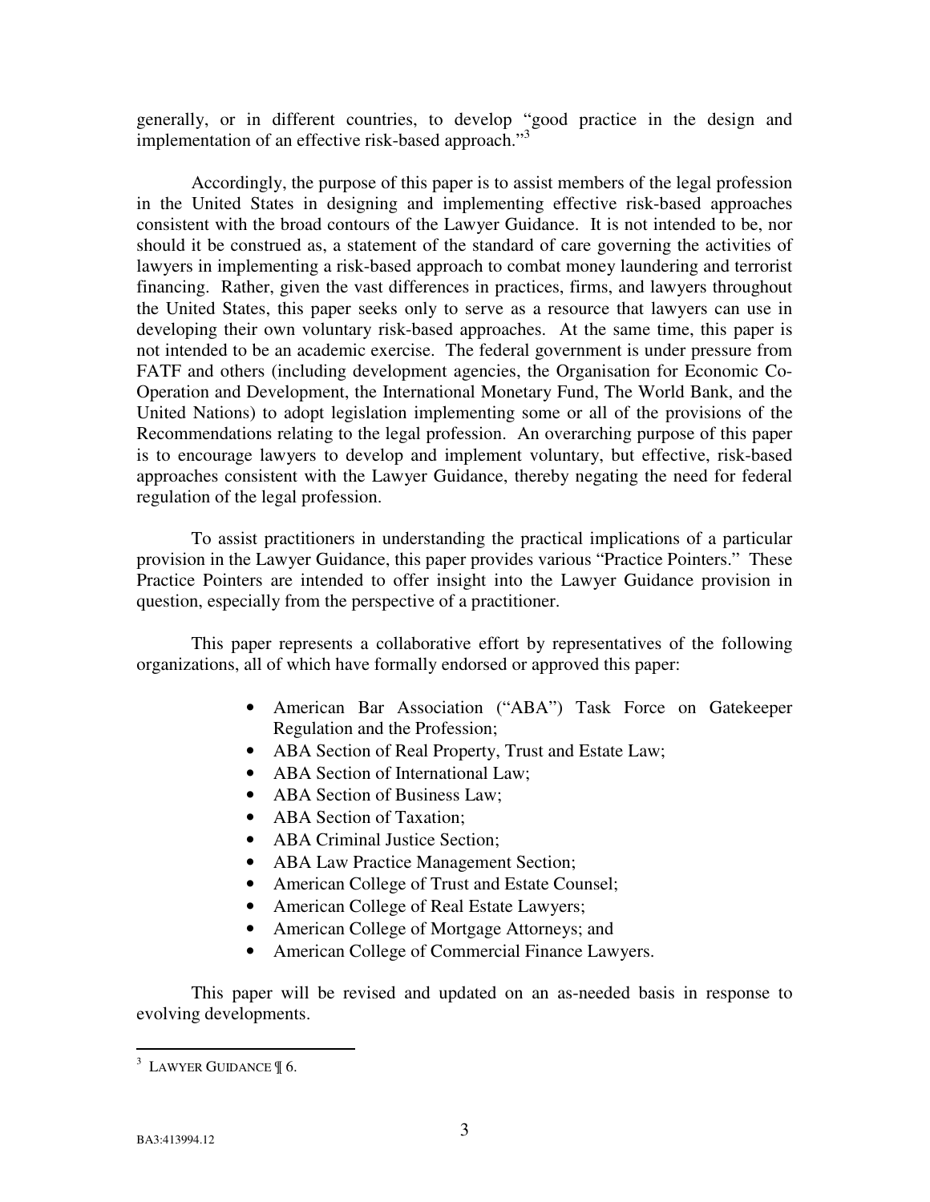generally, or in different countries, to develop "good practice in the design and implementation of an effective risk-based approach."[3]

Accordingly, the purpose of this paper is to assist members of the legal profession in the United States in designing and implementing effective risk-based approaches consistent with the broad contours of the Lawyer Guidance. It is not intended to be, nor should it be construed as, a statement of the standard of care governing the activities of lawyers in implementing a risk-based approach to combat money laundering and terrorist financing. Rather, given the vast differences in practices, firms, and lawyers throughout the United States, this paper seeks only to serve as a resource that lawyers can use in developing their own voluntary risk-based approaches. At the same time, this paper is not intended to be an academic exercise. The federal government is under pressure from FATF and others (including development agencies, the Organisation for Economic Co-Operation and Development, the International Monetary Fund, The World Bank, and the United Nations) to adopt legislation implementing some or all of the provisions of the Recommendations relating to the legal profession. An overarching purpose of this paper is to encourage lawyers to develop and implement voluntary, but effective, risk-based approaches consistent with the Lawyer Guidance, thereby negating the need for federal regulation of the legal profession.

To assist practitioners in understanding the practical implications of a particular provision in the Lawyer Guidance, this paper provides various "Practice Pointers." These Practice Pointers are intended to offer insight into the Lawyer Guidance provision in question, especially from the perspective of a practitioner.

This paper represents a collaborative effort by representatives of the following organizations, all of which have formally endorsed or approved this paper:

- American Bar Association ("ABA") Task Force on Gatekeeper Regulation and the Profession;
- ABA Section of Real Property, Trust and Estate Law;
- ABA Section of International Law;
- ABA Section of Business Law;
- ABA Section of Taxation;
- ABA Criminal Justice Section;
- ABA Law Practice Management Section;
- American College of Trust and Estate Counsel;
- American College of Real Estate Lawyers;
- American College of Mortgage Attorneys; and
- American College of Commercial Finance Lawyers.

This paper will be revised and updated on an as-needed basis in response to evolving developments.

[3] LAWYER GUIDANCE ¶ 6.

BA3:413994.12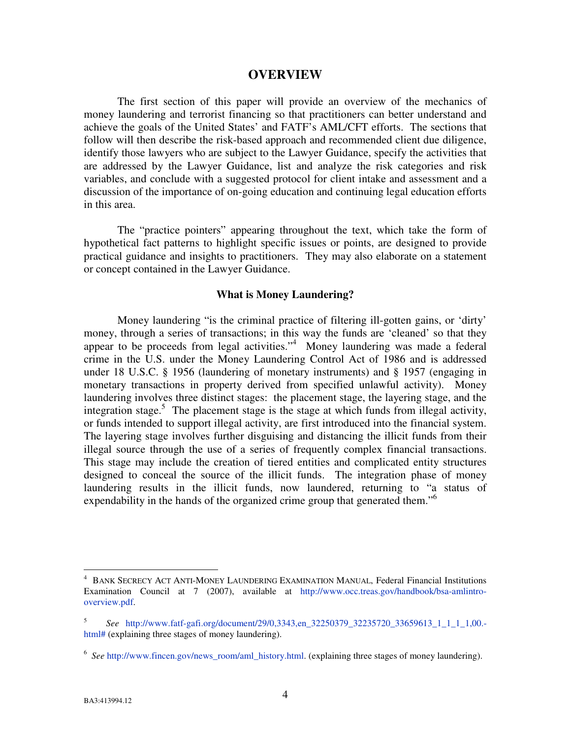## OVERVIEW

The first section of this paper will provide an overview of the mechanics of money laundering and terrorist financing so that practitioners can better understand and achieve the goals of the United States' and FATF's AML/CFT efforts. The sections that follow will then describe the risk-based approach and recommended client due diligence, identify those lawyers who are subject to the Lawyer Guidance, specify the activities that are addressed by the Lawyer Guidance, list and analyze the risk categories and risk variables, and conclude with a suggested protocol for client intake and assessment and a discussion of the importance of on-going education and continuing legal education efforts in this area.

The "practice pointers" appearing throughout the text, which take the form of hypothetical fact patterns to highlight specific issues or points, are designed to provide practical guidance and insights to practitioners. They may also elaborate on a statement or concept contained in the Lawyer Guidance.

### What is Money Laundering?

Money laundering "is the criminal practice of filtering ill-gotten gains, or 'dirty' money, through a series of transactions; in this way the funds are 'cleaned' so that they appear to be proceeds from legal activities."[4] Money laundering was made a federal crime in the U.S. under the Money Laundering Control Act of 1986 and is addressed under 18 U.S.C. § 1956 (laundering of monetary instruments) and § 1957 (engaging in monetary transactions in property derived from specified unlawful activity). Money laundering involves three distinct stages: the placement stage, the layering stage, and the integration stage.[5] The placement stage is the stage at which funds from illegal activity, or funds intended to support illegal activity, are first introduced into the financial system. The layering stage involves further disguising and distancing the illicit funds from their illegal source through the use of a series of frequently complex financial transactions. This stage may include the creation of tiered entities and complicated entity structures designed to conceal the source of the illicit funds. The integration phase of money laundering results in the illicit funds, now laundered, returning to "a status of expendability in the hands of the organized crime group that generated them."[6]

---

[4] BANK SECRECY ACT ANTI-MONEY LAUNDERING EXAMINATION MANUAL, Federal Financial Institutions Examination Council at 7 (2007), available at http://www.occ.treas.gov/handbook/bsa-amlintro-overview.pdf.

[5] *See* http://www.fatf-gafi.org/document/29/0,3343,en_32250379_32235720_33659613_1_1_1_1,00.-html# (explaining three stages of money laundering).

[6] *See* http://www.fincen.gov/news_room/aml_history.html. (explaining three stages of money laundering).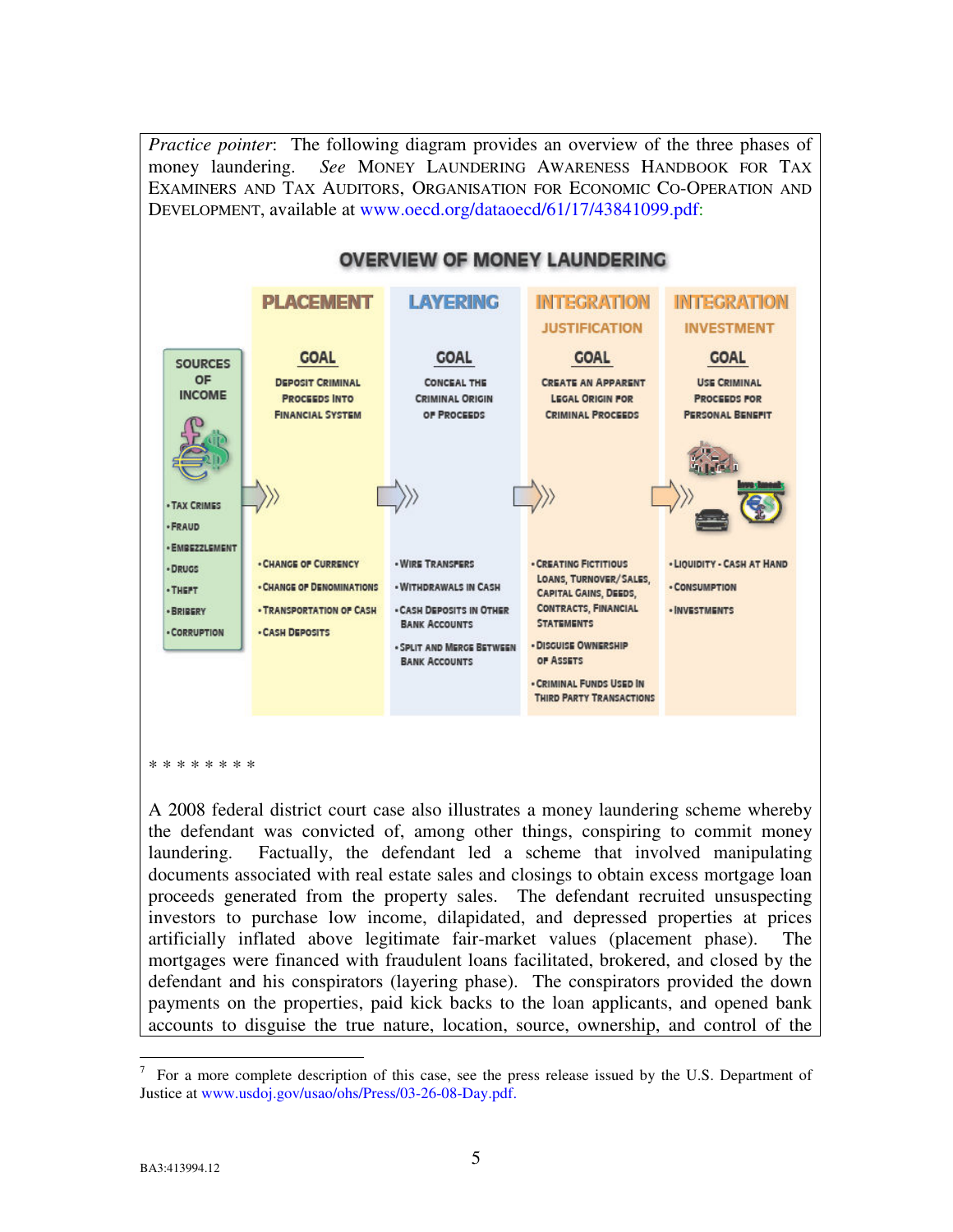*Practice pointer*: The following diagram provides an overview of the three phases of money laundering. *See* MONEY LAUNDERING AWARENESS HANDBOOK FOR TAX EXAMINERS AND TAX AUDITORS, ORGANISATION FOR ECONOMIC CO-OPERATION AND DEVELOPMENT, available at www.oecd.org/dataoecd/61/17/43841099.pdf:

**OVERVIEW OF MONEY LAUNDERING**

| SOURCES OF INCOME | PLACEMENT | LAYERING | INTEGRATION — JUSTIFICATION | INTEGRATION — INVESTMENT |
|---|---|---|---|---|
| | **GOAL**: Deposit Criminal Proceeds into Financial System | **GOAL**: Conceal the Criminal Origin of Proceeds | **GOAL**: Create an Apparent Legal Origin for Criminal Proceeds | **GOAL**: Use Criminal Proceeds for Personal Benefit |
| • Tax Crimes<br>• Fraud<br>• Embezzlement<br>• Drugs<br>• Theft<br>• Bribery<br>• Corruption | • Change of Currency<br>• Change of Denominations<br>• Transportation of Cash<br>• Cash Deposits | • Wire Transfers<br>• Withdrawals in Cash<br>• Cash Deposits in Other Bank Accounts<br>• Split and Merge Between Bank Accounts | • Creating Fictitious Loans, Turnover/Sales, Capital Gains, Deeds, Contracts, Financial Statements<br>• Disguise Ownership of Assets<br>• Criminal Funds Used in Third Party Transactions | • Liquidity - Cash at Hand<br>• Consumption<br>• Investments |

\* \* \* \* \* \* \* \*

A 2008 federal district court case also illustrates a money laundering scheme whereby the defendant was convicted of, among other things, conspiring to commit money laundering. Factually, the defendant led a scheme that involved manipulating documents associated with real estate sales and closings to obtain excess mortgage loan proceeds generated from the property sales. The defendant recruited unsuspecting investors to purchase low income, dilapidated, and depressed properties at prices artificially inflated above legitimate fair-market values (placement phase). The mortgages were financed with fraudulent loans facilitated, brokered, and closed by the defendant and his conspirators (layering phase). The conspirators provided the down payments on the properties, paid kick backs to the loan applicants, and opened bank accounts to disguise the true nature, location, source, ownership, and control of the

[7] For a more complete description of this case, see the press release issued by the U.S. Department of Justice at www.usdoj.gov/usao/ohs/Press/03-26-08-Day.pdf.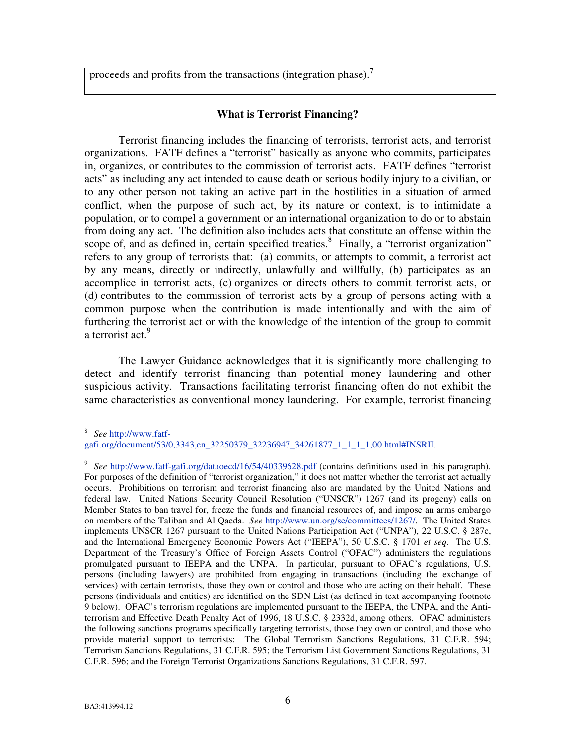proceeds and profits from the transactions (integration phase).[7]

**What is Terrorist Financing?**

Terrorist financing includes the financing of terrorists, terrorist acts, and terrorist organizations. FATF defines a "terrorist" basically as anyone who commits, participates in, organizes, or contributes to the commission of terrorist acts. FATF defines "terrorist acts" as including any act intended to cause death or serious bodily injury to a civilian, or to any other person not taking an active part in the hostilities in a situation of armed conflict, when the purpose of such act, by its nature or context, is to intimidate a population, or to compel a government or an international organization to do or to abstain from doing any act. The definition also includes acts that constitute an offense within the scope of, and as defined in, certain specified treaties.[8] Finally, a "terrorist organization" refers to any group of terrorists that: (a) commits, or attempts to commit, a terrorist act by any means, directly or indirectly, unlawfully and willfully, (b) participates as an accomplice in terrorist acts, (c) organizes or directs others to commit terrorist acts, or (d) contributes to the commission of terrorist acts by a group of persons acting with a common purpose when the contribution is made intentionally and with the aim of furthering the terrorist act or with the knowledge of the intention of the group to commit a terrorist act.[9]

The Lawyer Guidance acknowledges that it is significantly more challenging to detect and identify terrorist financing than potential money laundering and other suspicious activity. Transactions facilitating terrorist financing often do not exhibit the same characteristics as conventional money laundering. For example, terrorist financing

---

[8] *See* http://www.fatf-gafi.org/document/53/0,3343,en_32250379_32236947_34261877_1_1_1_1,00.html#INSRII.

[9] *See* http://www.fatf-gafi.org/dataoecd/16/54/40339628.pdf (contains definitions used in this paragraph). For purposes of the definition of "terrorist organization," it does not matter whether the terrorist act actually occurs. Prohibitions on terrorism and terrorist financing also are mandated by the United Nations and federal law. United Nations Security Council Resolution ("UNSCR") 1267 (and its progeny) calls on Member States to ban travel for, freeze the funds and financial resources of, and impose an arms embargo on members of the Taliban and Al Qaeda. *See* http://www.un.org/sc/committees/1267/. The United States implements UNSCR 1267 pursuant to the United Nations Participation Act ("UNPA"), 22 U.S.C. § 287c, and the International Emergency Economic Powers Act ("IEEPA"), 50 U.S.C. § 1701 *et seq.* The U.S. Department of the Treasury's Office of Foreign Assets Control ("OFAC") administers the regulations promulgated pursuant to IEEPA and the UNPA. In particular, pursuant to OFAC's regulations, U.S. persons (including lawyers) are prohibited from engaging in transactions (including the exchange of services) with certain terrorists, those they own or control and those who are acting on their behalf. These persons (individuals and entities) are identified on the SDN List (as defined in text accompanying footnote 9 below). OFAC's terrorism regulations are implemented pursuant to the IEEPA, the UNPA, and the Anti-terrorism and Effective Death Penalty Act of 1996, 18 U.S.C. § 2332d, among others. OFAC administers the following sanctions programs specifically targeting terrorists, those they own or control, and those who provide material support to terrorists: The Global Terrorism Sanctions Regulations, 31 C.F.R. 594; Terrorism Sanctions Regulations, 31 C.F.R. 595; the Terrorism List Government Sanctions Regulations, 31 C.F.R. 596; and the Foreign Terrorist Organizations Sanctions Regulations, 31 C.F.R. 597.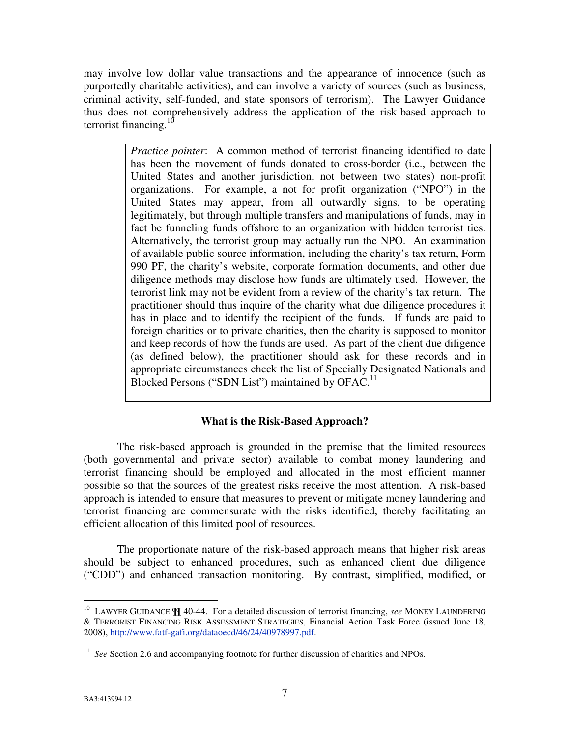may involve low dollar value transactions and the appearance of innocence (such as purportedly charitable activities), and can involve a variety of sources (such as business, criminal activity, self-funded, and state sponsors of terrorism). The Lawyer Guidance thus does not comprehensively address the application of the risk-based approach to terrorist financing.[10]

> *Practice pointer*: A common method of terrorist financing identified to date has been the movement of funds donated to cross-border (i.e., between the United States and another jurisdiction, not between two states) non-profit organizations. For example, a not for profit organization ("NPO") in the United States may appear, from all outwardly signs, to be operating legitimately, but through multiple transfers and manipulations of funds, may in fact be funneling funds offshore to an organization with hidden terrorist ties. Alternatively, the terrorist group may actually run the NPO. An examination of available public source information, including the charity's tax return, Form 990 PF, the charity's website, corporate formation documents, and other due diligence methods may disclose how funds are ultimately used. However, the terrorist link may not be evident from a review of the charity's tax return. The practitioner should thus inquire of the charity what due diligence procedures it has in place and to identify the recipient of the funds. If funds are paid to foreign charities or to private charities, then the charity is supposed to monitor and keep records of how the funds are used. As part of the client due diligence (as defined below), the practitioner should ask for these records and in appropriate circumstances check the list of Specially Designated Nationals and Blocked Persons ("SDN List") maintained by OFAC.[11]

### What is the Risk-Based Approach?

The risk-based approach is grounded in the premise that the limited resources (both governmental and private sector) available to combat money laundering and terrorist financing should be employed and allocated in the most efficient manner possible so that the sources of the greatest risks receive the most attention. A risk-based approach is intended to ensure that measures to prevent or mitigate money laundering and terrorist financing are commensurate with the risks identified, thereby facilitating an efficient allocation of this limited pool of resources.

The proportionate nature of the risk-based approach means that higher risk areas should be subject to enhanced procedures, such as enhanced client due diligence ("CDD") and enhanced transaction monitoring. By contrast, simplified, modified, or

---

[10] LAWYER GUIDANCE ¶¶ 40-44. For a detailed discussion of terrorist financing, *see* MONEY LAUNDERING & TERRORIST FINANCING RISK ASSESSMENT STRATEGIES, Financial Action Task Force (issued June 18, 2008), http://www.fatf-gafi.org/dataoecd/46/24/40978997.pdf.

[11] *See* Section 2.6 and accompanying footnote for further discussion of charities and NPOs.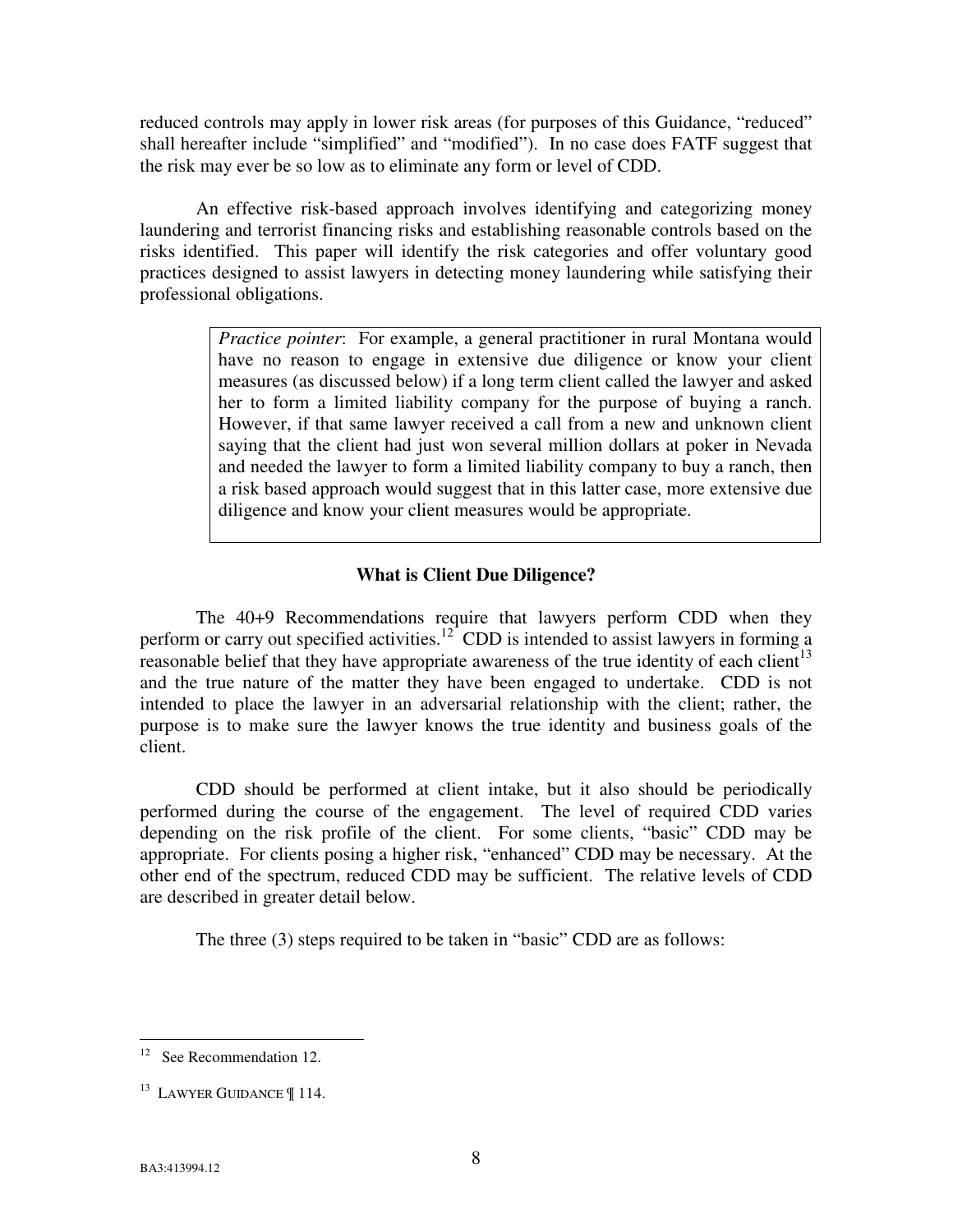reduced controls may apply in lower risk areas (for purposes of this Guidance, "reduced" shall hereafter include "simplified" and "modified"). In no case does FATF suggest that the risk may ever be so low as to eliminate any form or level of CDD.

An effective risk-based approach involves identifying and categorizing money laundering and terrorist financing risks and establishing reasonable controls based on the risks identified. This paper will identify the risk categories and offer voluntary good practices designed to assist lawyers in detecting money laundering while satisfying their professional obligations.

> *Practice pointer*: For example, a general practitioner in rural Montana would have no reason to engage in extensive due diligence or know your client measures (as discussed below) if a long term client called the lawyer and asked her to form a limited liability company for the purpose of buying a ranch. However, if that same lawyer received a call from a new and unknown client saying that the client had just won several million dollars at poker in Nevada and needed the lawyer to form a limited liability company to buy a ranch, then a risk based approach would suggest that in this latter case, more extensive due diligence and know your client measures would be appropriate.

### What is Client Due Diligence?

The 40+9 Recommendations require that lawyers perform CDD when they perform or carry out specified activities.[12] CDD is intended to assist lawyers in forming a reasonable belief that they have appropriate awareness of the true identity of each client[13] and the true nature of the matter they have been engaged to undertake. CDD is not intended to place the lawyer in an adversarial relationship with the client; rather, the purpose is to make sure the lawyer knows the true identity and business goals of the client.

CDD should be performed at client intake, but it also should be periodically performed during the course of the engagement. The level of required CDD varies depending on the risk profile of the client. For some clients, "basic" CDD may be appropriate. For clients posing a higher risk, "enhanced" CDD may be necessary. At the other end of the spectrum, reduced CDD may be sufficient. The relative levels of CDD are described in greater detail below.

The three (3) steps required to be taken in "basic" CDD are as follows:

---

[12] See Recommendation 12.

[13] LAWYER GUIDANCE ¶ 114.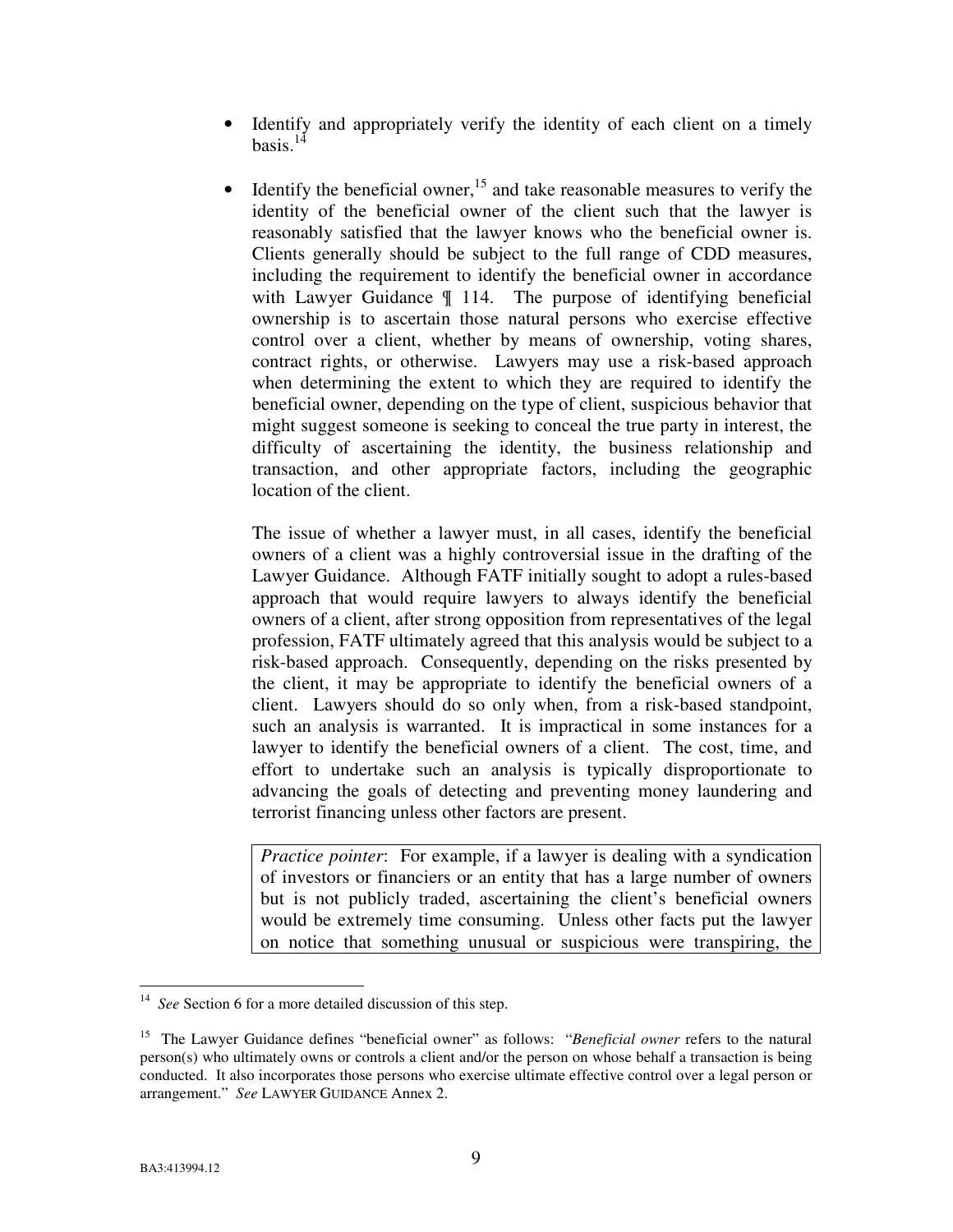- Identify and appropriately verify the identity of each client on a timely basis.[14]

- Identify the beneficial owner,[15] and take reasonable measures to verify the identity of the beneficial owner of the client such that the lawyer is reasonably satisfied that the lawyer knows who the beneficial owner is. Clients generally should be subject to the full range of CDD measures, including the requirement to identify the beneficial owner in accordance with Lawyer Guidance ¶ 114. The purpose of identifying beneficial ownership is to ascertain those natural persons who exercise effective control over a client, whether by means of ownership, voting shares, contract rights, or otherwise. Lawyers may use a risk-based approach when determining the extent to which they are required to identify the beneficial owner, depending on the type of client, suspicious behavior that might suggest someone is seeking to conceal the true party in interest, the difficulty of ascertaining the identity, the business relationship and transaction, and other appropriate factors, including the geographic location of the client.

  The issue of whether a lawyer must, in all cases, identify the beneficial owners of a client was a highly controversial issue in the drafting of the Lawyer Guidance. Although FATF initially sought to adopt a rules-based approach that would require lawyers to always identify the beneficial owners of a client, after strong opposition from representatives of the legal profession, FATF ultimately agreed that this analysis would be subject to a risk-based approach. Consequently, depending on the risks presented by the client, it may be appropriate to identify the beneficial owners of a client. Lawyers should do so only when, from a risk-based standpoint, such an analysis is warranted. It is impractical in some instances for a lawyer to identify the beneficial owners of a client. The cost, time, and effort to undertake such an analysis is typically disproportionate to advancing the goals of detecting and preventing money laundering and terrorist financing unless other factors are present.

  > *Practice pointer*: For example, if a lawyer is dealing with a syndication of investors or financiers or an entity that has a large number of owners but is not publicly traded, ascertaining the client's beneficial owners would be extremely time consuming. Unless other facts put the lawyer on notice that something unusual or suspicious were transpiring, the

---

[14] *See* Section 6 for a more detailed discussion of this step.

[15] The Lawyer Guidance defines "beneficial owner" as follows: "*Beneficial owner* refers to the natural person(s) who ultimately owns or controls a client and/or the person on whose behalf a transaction is being conducted. It also incorporates those persons who exercise ultimate effective control over a legal person or arrangement." *See* LAWYER GUIDANCE Annex 2.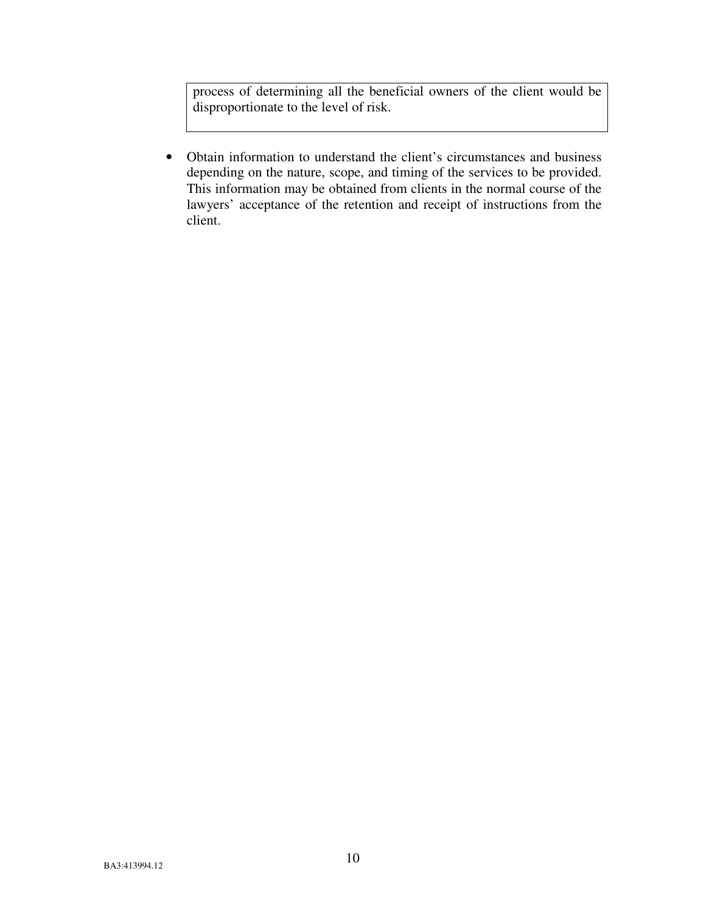> process of determining all the beneficial owners of the client would be disproportionate to the level of risk.

- Obtain information to understand the client's circumstances and business depending on the nature, scope, and timing of the services to be provided. This information may be obtained from clients in the normal course of the lawyers' acceptance of the retention and receipt of instructions from the client.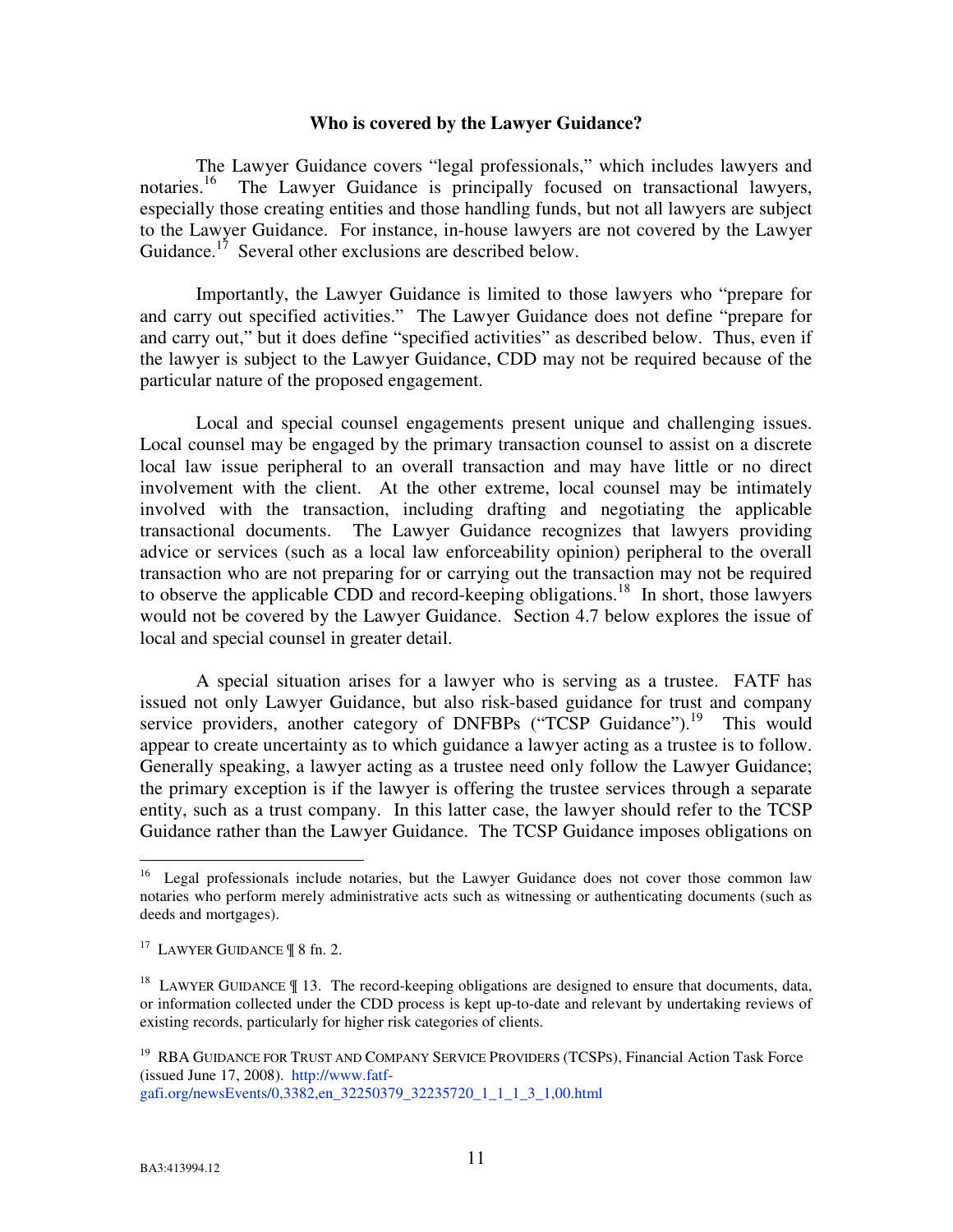**Who is covered by the Lawyer Guidance?**

The Lawyer Guidance covers "legal professionals," which includes lawyers and notaries.[16] The Lawyer Guidance is principally focused on transactional lawyers, especially those creating entities and those handling funds, but not all lawyers are subject to the Lawyer Guidance. For instance, in-house lawyers are not covered by the Lawyer Guidance.[17] Several other exclusions are described below.

Importantly, the Lawyer Guidance is limited to those lawyers who "prepare for and carry out specified activities." The Lawyer Guidance does not define "prepare for and carry out," but it does define "specified activities" as described below. Thus, even if the lawyer is subject to the Lawyer Guidance, CDD may not be required because of the particular nature of the proposed engagement.

Local and special counsel engagements present unique and challenging issues. Local counsel may be engaged by the primary transaction counsel to assist on a discrete local law issue peripheral to an overall transaction and may have little or no direct involvement with the client. At the other extreme, local counsel may be intimately involved with the transaction, including drafting and negotiating the applicable transactional documents. The Lawyer Guidance recognizes that lawyers providing advice or services (such as a local law enforceability opinion) peripheral to the overall transaction who are not preparing for or carrying out the transaction may not be required to observe the applicable CDD and record-keeping obligations.[18] In short, those lawyers would not be covered by the Lawyer Guidance. Section 4.7 below explores the issue of local and special counsel in greater detail.

A special situation arises for a lawyer who is serving as a trustee. FATF has issued not only Lawyer Guidance, but also risk-based guidance for trust and company service providers, another category of DNFBPs ("TCSP Guidance").[19] This would appear to create uncertainty as to which guidance a lawyer acting as a trustee is to follow. Generally speaking, a lawyer acting as a trustee need only follow the Lawyer Guidance; the primary exception is if the lawyer is offering the trustee services through a separate entity, such as a trust company. In this latter case, the lawyer should refer to the TCSP Guidance rather than the Lawyer Guidance. The TCSP Guidance imposes obligations on

---

[16] Legal professionals include notaries, but the Lawyer Guidance does not cover those common law notaries who perform merely administrative acts such as witnessing or authenticating documents (such as deeds and mortgages).

[17] LAWYER GUIDANCE ¶ 8 fn. 2.

[18] LAWYER GUIDANCE ¶ 13. The record-keeping obligations are designed to ensure that documents, data, or information collected under the CDD process is kept up-to-date and relevant by undertaking reviews of existing records, particularly for higher risk categories of clients.

[19] RBA GUIDANCE FOR TRUST AND COMPANY SERVICE PROVIDERS (TCSPS), Financial Action Task Force (issued June 17, 2008). http://www.fatf-gafi.org/newsEvents/0,3382,en_32250379_32235720_1_1_1_3_1,00.html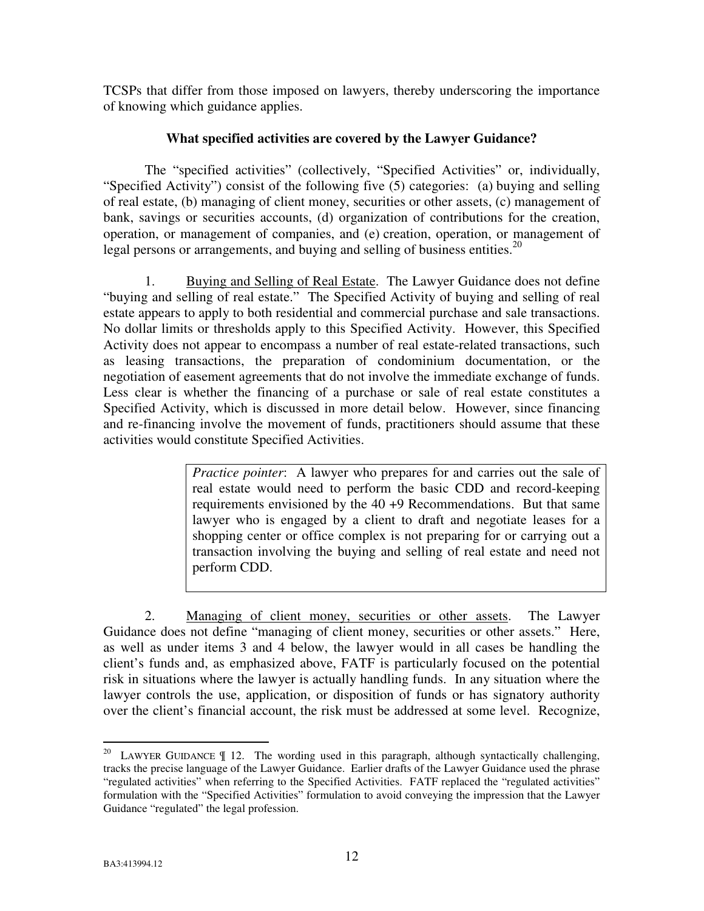TCSPs that differ from those imposed on lawyers, thereby underscoring the importance of knowing which guidance applies.

**What specified activities are covered by the Lawyer Guidance?**

The "specified activities" (collectively, "Specified Activities" or, individually, "Specified Activity") consist of the following five (5) categories: (a) buying and selling of real estate, (b) managing of client money, securities or other assets, (c) management of bank, savings or securities accounts, (d) organization of contributions for the creation, operation, or management of companies, and (e) creation, operation, or management of legal persons or arrangements, and buying and selling of business entities.[20]

1. Buying and Selling of Real Estate. The Lawyer Guidance does not define "buying and selling of real estate." The Specified Activity of buying and selling of real estate appears to apply to both residential and commercial purchase and sale transactions. No dollar limits or thresholds apply to this Specified Activity. However, this Specified Activity does not appear to encompass a number of real estate-related transactions, such as leasing transactions, the preparation of condominium documentation, or the negotiation of easement agreements that do not involve the immediate exchange of funds. Less clear is whether the financing of a purchase or sale of real estate constitutes a Specified Activity, which is discussed in more detail below. However, since financing and re-financing involve the movement of funds, practitioners should assume that these activities would constitute Specified Activities.

> *Practice pointer*: A lawyer who prepares for and carries out the sale of real estate would need to perform the basic CDD and record-keeping requirements envisioned by the 40 +9 Recommendations. But that same lawyer who is engaged by a client to draft and negotiate leases for a shopping center or office complex is not preparing for or carrying out a transaction involving the buying and selling of real estate and need not perform CDD.

2. Managing of client money, securities or other assets. The Lawyer Guidance does not define "managing of client money, securities or other assets." Here, as well as under items 3 and 4 below, the lawyer would in all cases be handling the client's funds and, as emphasized above, FATF is particularly focused on the potential risk in situations where the lawyer is actually handling funds. In any situation where the lawyer controls the use, application, or disposition of funds or has signatory authority over the client's financial account, the risk must be addressed at some level. Recognize,

---

[20] LAWYER GUIDANCE ¶ 12. The wording used in this paragraph, although syntactically challenging, tracks the precise language of the Lawyer Guidance. Earlier drafts of the Lawyer Guidance used the phrase "regulated activities" when referring to the Specified Activities. FATF replaced the "regulated activities" formulation with the "Specified Activities" formulation to avoid conveying the impression that the Lawyer Guidance "regulated" the legal profession.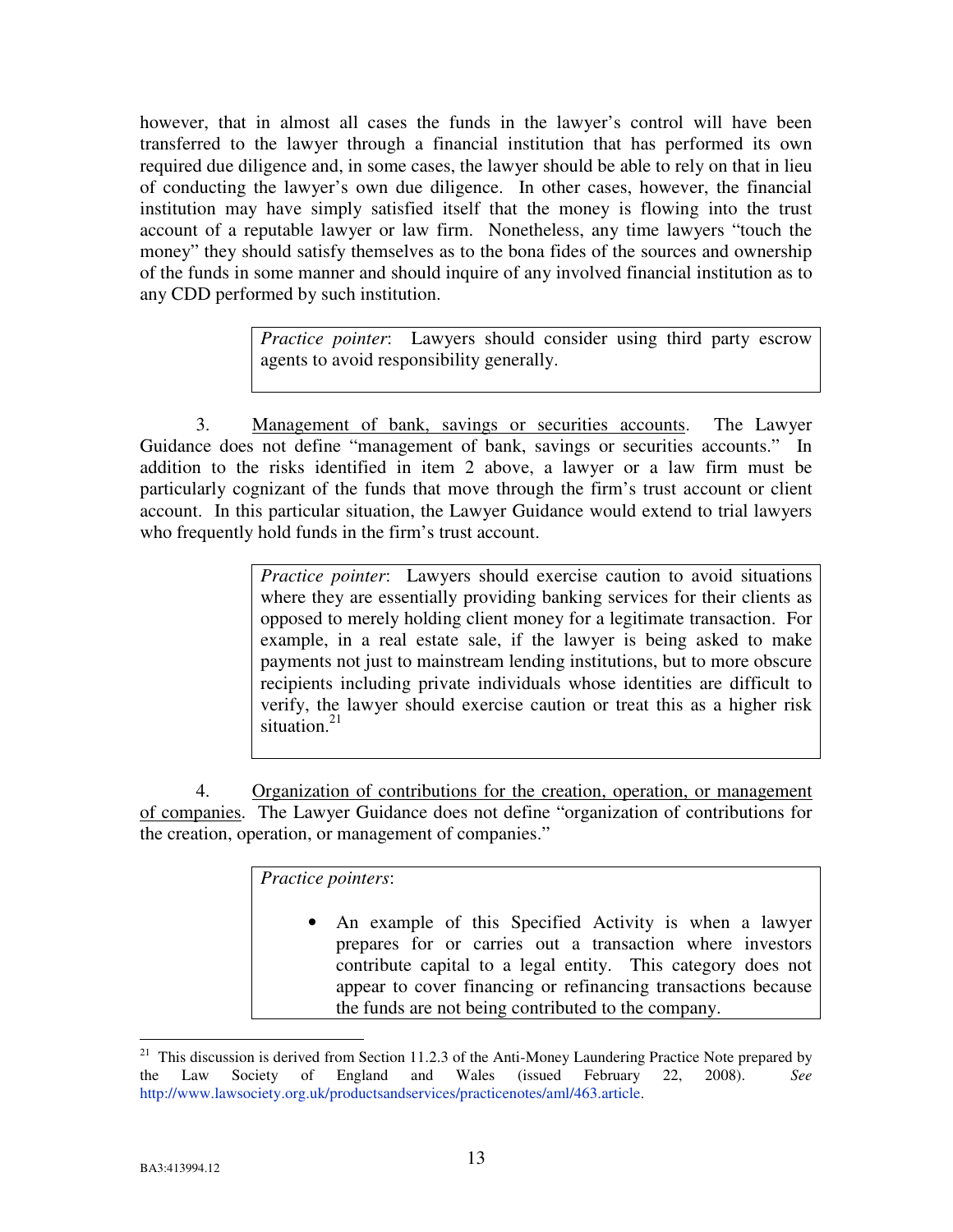however, that in almost all cases the funds in the lawyer's control will have been transferred to the lawyer through a financial institution that has performed its own required due diligence and, in some cases, the lawyer should be able to rely on that in lieu of conducting the lawyer's own due diligence. In other cases, however, the financial institution may have simply satisfied itself that the money is flowing into the trust account of a reputable lawyer or law firm. Nonetheless, any time lawyers "touch the money" they should satisfy themselves as to the bona fides of the sources and ownership of the funds in some manner and should inquire of any involved financial institution as to any CDD performed by such institution.

> *Practice pointer*: Lawyers should consider using third party escrow agents to avoid responsibility generally.

3. Management of bank, savings or securities accounts. The Lawyer Guidance does not define "management of bank, savings or securities accounts." In addition to the risks identified in item 2 above, a lawyer or a law firm must be particularly cognizant of the funds that move through the firm's trust account or client account. In this particular situation, the Lawyer Guidance would extend to trial lawyers who frequently hold funds in the firm's trust account.

> *Practice pointer*: Lawyers should exercise caution to avoid situations where they are essentially providing banking services for their clients as opposed to merely holding client money for a legitimate transaction. For example, in a real estate sale, if the lawyer is being asked to make payments not just to mainstream lending institutions, but to more obscure recipients including private individuals whose identities are difficult to verify, the lawyer should exercise caution or treat this as a higher risk situation.[21]

4. Organization of contributions for the creation, operation, or management of companies. The Lawyer Guidance does not define "organization of contributions for the creation, operation, or management of companies."

> *Practice pointers*:
>
> - An example of this Specified Activity is when a lawyer prepares for or carries out a transaction where investors contribute capital to a legal entity. This category does not appear to cover financing or refinancing transactions because the funds are not being contributed to the company.

---

[21] This discussion is derived from Section 11.2.3 of the Anti-Money Laundering Practice Note prepared by the Law Society of England and Wales (issued February 22, 2008). *See* http://www.lawsociety.org.uk/productsandservices/practicenotes/aml/463.article.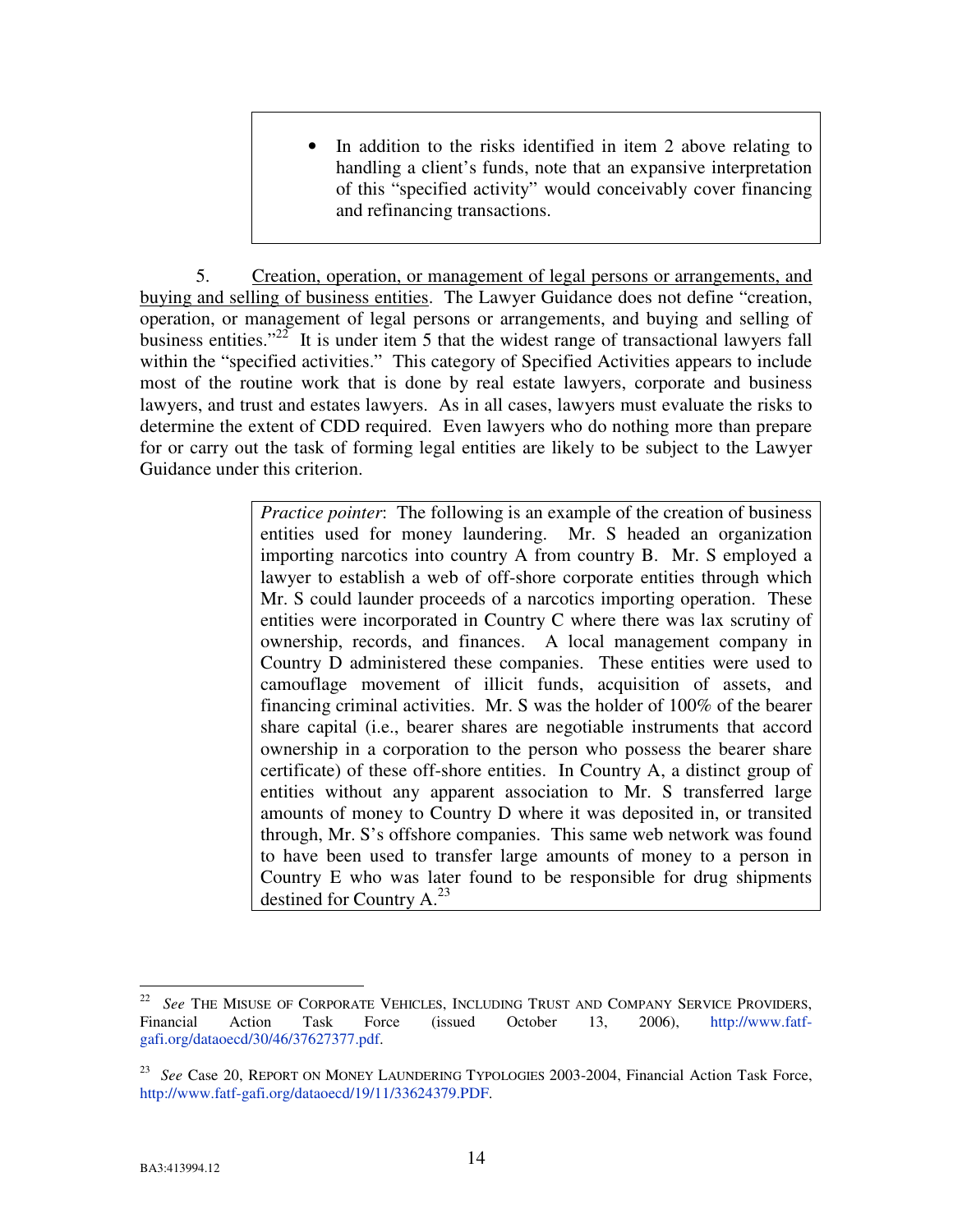> - In addition to the risks identified in item 2 above relating to handling a client's funds, note that an expansive interpretation of this "specified activity" would conceivably cover financing and refinancing transactions.

5. Creation, operation, or management of legal persons or arrangements, and buying and selling of business entities. The Lawyer Guidance does not define "creation, operation, or management of legal persons or arrangements, and buying and selling of business entities."[22] It is under item 5 that the widest range of transactional lawyers fall within the "specified activities." This category of Specified Activities appears to include most of the routine work that is done by real estate lawyers, corporate and business lawyers, and trust and estates lawyers. As in all cases, lawyers must evaluate the risks to determine the extent of CDD required. Even lawyers who do nothing more than prepare for or carry out the task of forming legal entities are likely to be subject to the Lawyer Guidance under this criterion.

> *Practice pointer*: The following is an example of the creation of business entities used for money laundering. Mr. S headed an organization importing narcotics into country A from country B. Mr. S employed a lawyer to establish a web of off-shore corporate entities through which Mr. S could launder proceeds of a narcotics importing operation. These entities were incorporated in Country C where there was lax scrutiny of ownership, records, and finances. A local management company in Country D administered these companies. These entities were used to camouflage movement of illicit funds, acquisition of assets, and financing criminal activities. Mr. S was the holder of 100% of the bearer share capital (i.e., bearer shares are negotiable instruments that accord ownership in a corporation to the person who possess the bearer share certificate) of these off-shore entities. In Country A, a distinct group of entities without any apparent association to Mr. S transferred large amounts of money to Country D where it was deposited in, or transited through, Mr. S's offshore companies. This same web network was found to have been used to transfer large amounts of money to a person in Country E who was later found to be responsible for drug shipments destined for Country A.[23]

---

[22] *See* The Misuse of Corporate Vehicles, Including Trust and Company Service Providers, Financial Action Task Force (issued October 13, 2006), http://www.fatf-gafi.org/dataoecd/30/46/37627377.pdf.

[23] *See* Case 20, Report on Money Laundering Typologies 2003-2004, Financial Action Task Force, http://www.fatf-gafi.org/dataoecd/19/11/33624379.PDF.

BA3:413994.12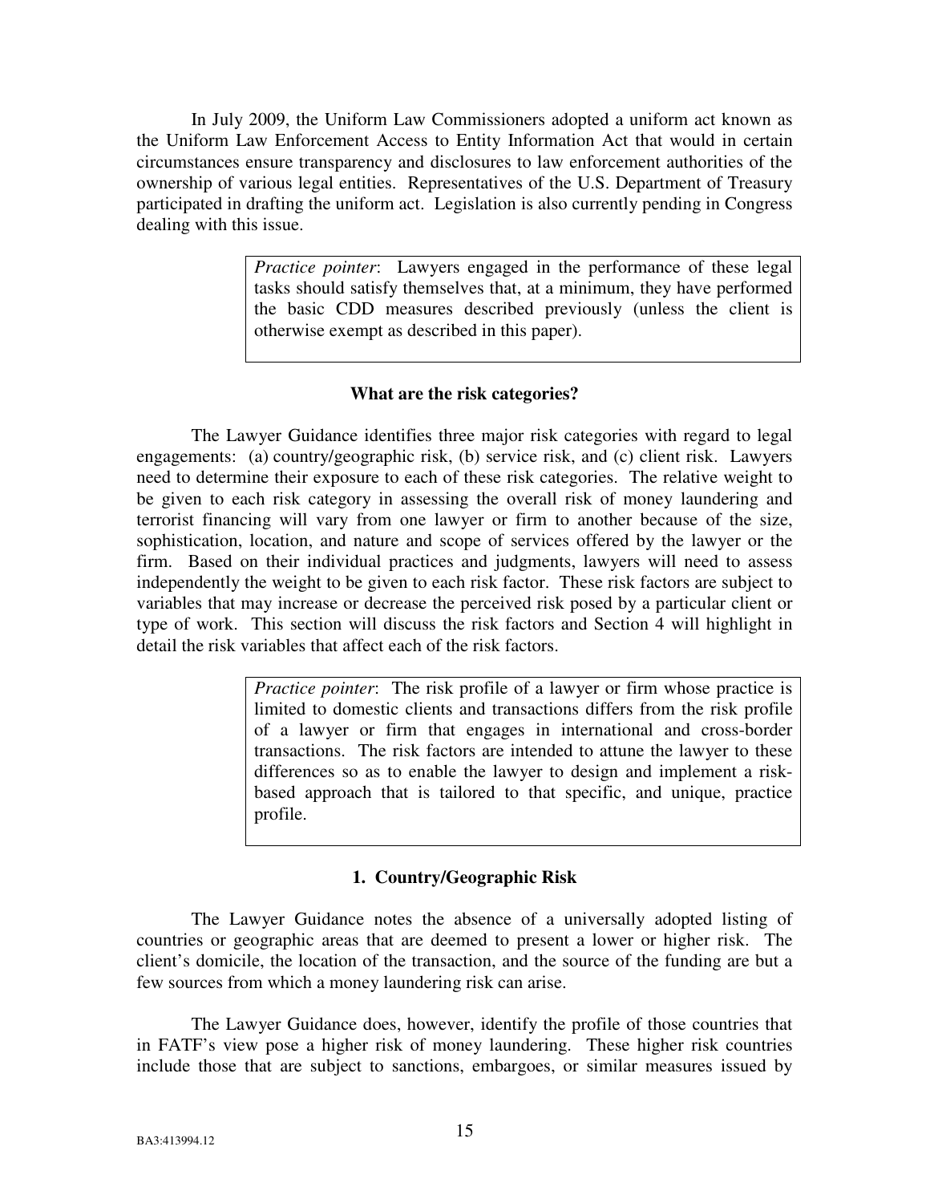In July 2009, the Uniform Law Commissioners adopted a uniform act known as the Uniform Law Enforcement Access to Entity Information Act that would in certain circumstances ensure transparency and disclosures to law enforcement authorities of the ownership of various legal entities. Representatives of the U.S. Department of Treasury participated in drafting the uniform act. Legislation is also currently pending in Congress dealing with this issue.

> *Practice pointer*: Lawyers engaged in the performance of these legal tasks should satisfy themselves that, at a minimum, they have performed the basic CDD measures described previously (unless the client is otherwise exempt as described in this paper).

### What are the risk categories?

The Lawyer Guidance identifies three major risk categories with regard to legal engagements: (a) country/geographic risk, (b) service risk, and (c) client risk. Lawyers need to determine their exposure to each of these risk categories. The relative weight to be given to each risk category in assessing the overall risk of money laundering and terrorist financing will vary from one lawyer or firm to another because of the size, sophistication, location, and nature and scope of services offered by the lawyer or the firm. Based on their individual practices and judgments, lawyers will need to assess independently the weight to be given to each risk factor. These risk factors are subject to variables that may increase or decrease the perceived risk posed by a particular client or type of work. This section will discuss the risk factors and Section 4 will highlight in detail the risk variables that affect each of the risk factors.

> *Practice pointer*: The risk profile of a lawyer or firm whose practice is limited to domestic clients and transactions differs from the risk profile of a lawyer or firm that engages in international and cross-border transactions. The risk factors are intended to attune the lawyer to these differences so as to enable the lawyer to design and implement a risk-based approach that is tailored to that specific, and unique, practice profile.

### 1. Country/Geographic Risk

The Lawyer Guidance notes the absence of a universally adopted listing of countries or geographic areas that are deemed to present a lower or higher risk. The client's domicile, the location of the transaction, and the source of the funding are but a few sources from which a money laundering risk can arise.

The Lawyer Guidance does, however, identify the profile of those countries that in FATF's view pose a higher risk of money laundering. These higher risk countries include those that are subject to sanctions, embargoes, or similar measures issued by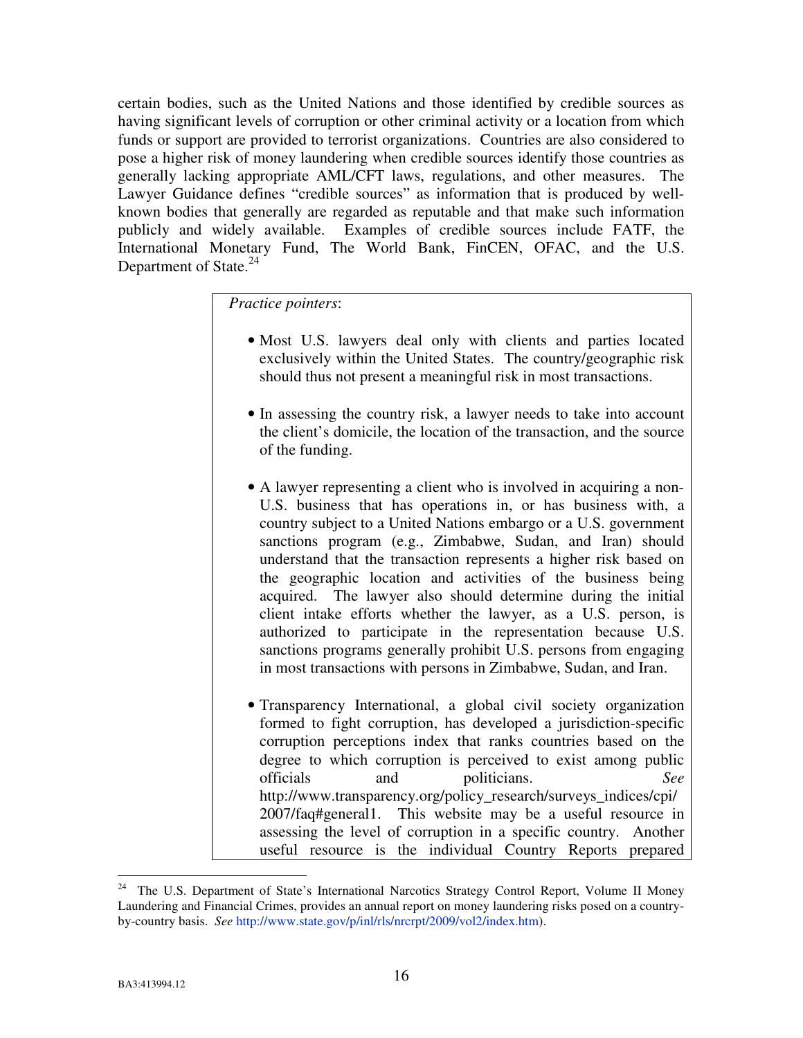certain bodies, such as the United Nations and those identified by credible sources as having significant levels of corruption or other criminal activity or a location from which funds or support are provided to terrorist organizations. Countries are also considered to pose a higher risk of money laundering when credible sources identify those countries as generally lacking appropriate AML/CFT laws, regulations, and other measures. The Lawyer Guidance defines "credible sources" as information that is produced by well-known bodies that generally are regarded as reputable and that make such information publicly and widely available. Examples of credible sources include FATF, the International Monetary Fund, The World Bank, FinCEN, OFAC, and the U.S. Department of State.[24]

> *Practice pointers*:
>
> - Most U.S. lawyers deal only with clients and parties located exclusively within the United States. The country/geographic risk should thus not present a meaningful risk in most transactions.
>
> - In assessing the country risk, a lawyer needs to take into account the client's domicile, the location of the transaction, and the source of the funding.
>
> - A lawyer representing a client who is involved in acquiring a non-U.S. business that has operations in, or has business with, a country subject to a United Nations embargo or a U.S. government sanctions program (e.g., Zimbabwe, Sudan, and Iran) should understand that the transaction represents a higher risk based on the geographic location and activities of the business being acquired. The lawyer also should determine during the initial client intake efforts whether the lawyer, as a U.S. person, is authorized to participate in the representation because U.S. sanctions programs generally prohibit U.S. persons from engaging in most transactions with persons in Zimbabwe, Sudan, and Iran.
>
> - Transparency International, a global civil society organization formed to fight corruption, has developed a jurisdiction-specific corruption perceptions index that ranks countries based on the degree to which corruption is perceived to exist among public officials and politicians. *See* http://www.transparency.org/policy_research/surveys_indices/cpi/2007/faq#general1. This website may be a useful resource in assessing the level of corruption in a specific country. Another useful resource is the individual Country Reports prepared

[24] The U.S. Department of State's International Narcotics Strategy Control Report, Volume II Money Laundering and Financial Crimes, provides an annual report on money laundering risks posed on a country-by-country basis. *See* http://www.state.gov/p/inl/rls/nrcrpt/2009/vol2/index.htm).

BA3:413994.12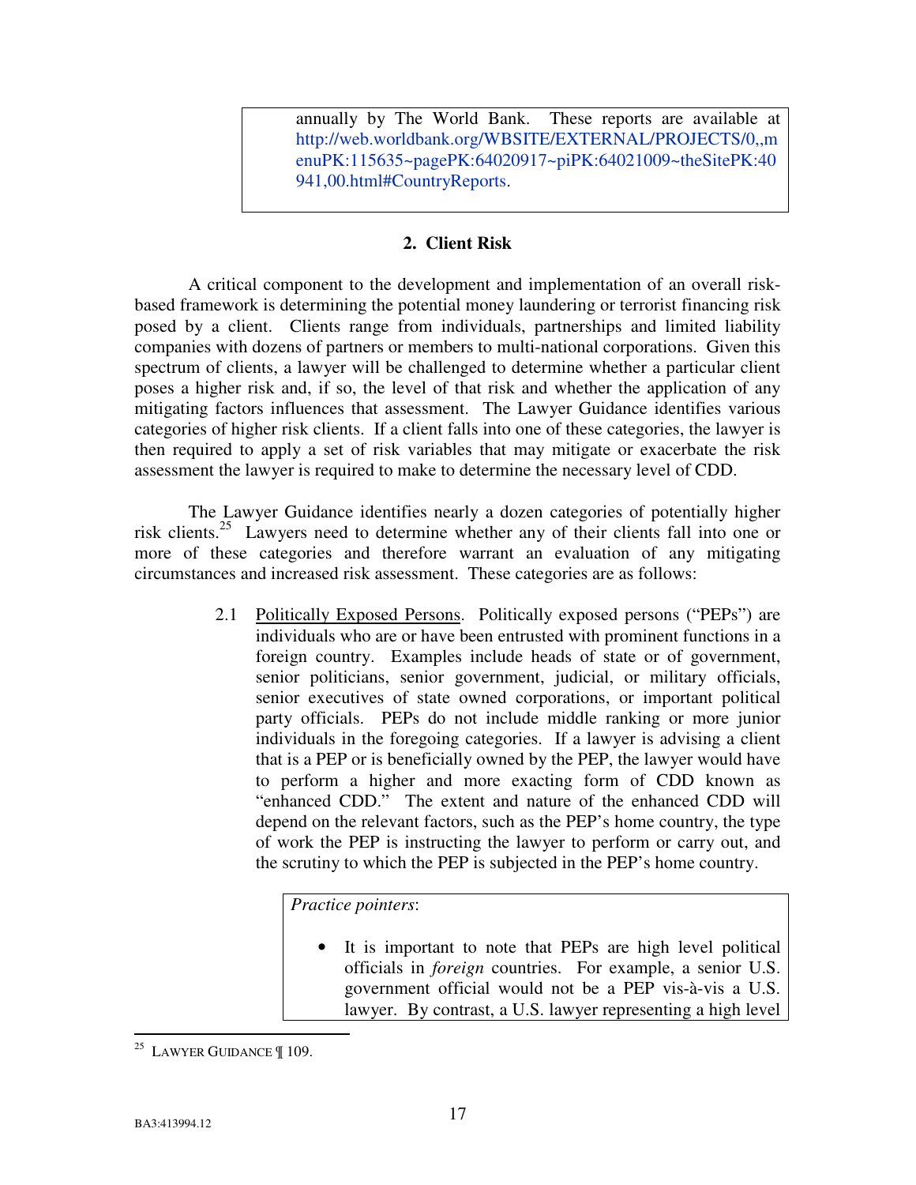annually by The World Bank. These reports are available at http://web.worldbank.org/WBSITE/EXTERNAL/PROJECTS/0,,menuPK:115635~pagePK:64020917~piPK:64021009~theSitePK:40941,00.html#CountryReports.

### 2. Client Risk

A critical component to the development and implementation of an overall risk-based framework is determining the potential money laundering or terrorist financing risk posed by a client. Clients range from individuals, partnerships and limited liability companies with dozens of partners or members to multi-national corporations. Given this spectrum of clients, a lawyer will be challenged to determine whether a particular client poses a higher risk and, if so, the level of that risk and whether the application of any mitigating factors influences that assessment. The Lawyer Guidance identifies various categories of higher risk clients. If a client falls into one of these categories, the lawyer is then required to apply a set of risk variables that may mitigate or exacerbate the risk assessment the lawyer is required to make to determine the necessary level of CDD.

The Lawyer Guidance identifies nearly a dozen categories of potentially higher risk clients.[25] Lawyers need to determine whether any of their clients fall into one or more of these categories and therefore warrant an evaluation of any mitigating circumstances and increased risk assessment. These categories are as follows:

2.1 Politically Exposed Persons. Politically exposed persons ("PEPs") are individuals who are or have been entrusted with prominent functions in a foreign country. Examples include heads of state or of government, senior politicians, senior government, judicial, or military officials, senior executives of state owned corporations, or important political party officials. PEPs do not include middle ranking or more junior individuals in the foregoing categories. If a lawyer is advising a client that is a PEP or is beneficially owned by the PEP, the lawyer would have to perform a higher and more exacting form of CDD known as "enhanced CDD." The extent and nature of the enhanced CDD will depend on the relevant factors, such as the PEP's home country, the type of work the PEP is instructing the lawyer to perform or carry out, and the scrutiny to which the PEP is subjected in the PEP's home country.

*Practice pointers*:

- It is important to note that PEPs are high level political officials in *foreign* countries. For example, a senior U.S. government official would not be a PEP vis-à-vis a U.S. lawyer. By contrast, a U.S. lawyer representing a high level

[25] LAWYER GUIDANCE ¶ 109.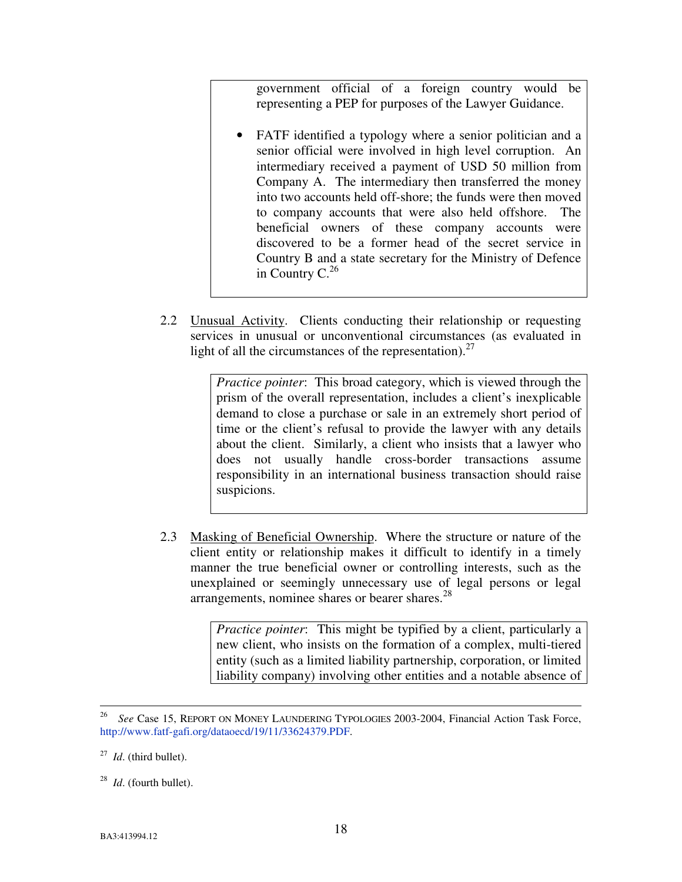government official of a foreign country would be representing a PEP for purposes of the Lawyer Guidance.

- FATF identified a typology where a senior politician and a senior official were involved in high level corruption. An intermediary received a payment of USD 50 million from Company A. The intermediary then transferred the money into two accounts held off-shore; the funds were then moved to company accounts that were also held offshore. The beneficial owners of these company accounts were discovered to be a former head of the secret service in Country B and a state secretary for the Ministry of Defence in Country C.[26]

2.2 Unusual Activity. Clients conducting their relationship or requesting services in unusual or unconventional circumstances (as evaluated in light of all the circumstances of the representation).[27]

> *Practice pointer*: This broad category, which is viewed through the prism of the overall representation, includes a client's inexplicable demand to close a purchase or sale in an extremely short period of time or the client's refusal to provide the lawyer with any details about the client. Similarly, a client who insists that a lawyer who does not usually handle cross-border transactions assume responsibility in an international business transaction should raise suspicions.

2.3 Masking of Beneficial Ownership. Where the structure or nature of the client entity or relationship makes it difficult to identify in a timely manner the true beneficial owner or controlling interests, such as the unexplained or seemingly unnecessary use of legal persons or legal arrangements, nominee shares or bearer shares.[28]

> *Practice pointer*: This might be typified by a client, particularly a new client, who insists on the formation of a complex, multi-tiered entity (such as a limited liability partnership, corporation, or limited liability company) involving other entities and a notable absence of

---

[26] *See* Case 15, REPORT ON MONEY LAUNDERING TYPOLOGIES 2003-2004, Financial Action Task Force, http://www.fatf-gafi.org/dataoecd/19/11/33624379.PDF.

[27] *Id*. (third bullet).

[28] *Id*. (fourth bullet).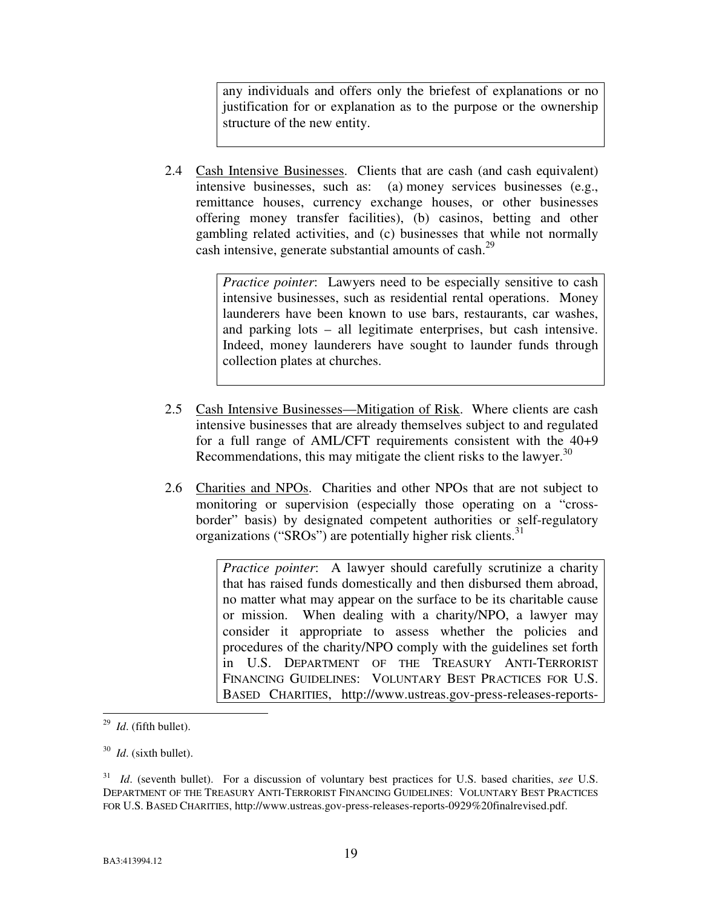any individuals and offers only the briefest of explanations or no justification for or explanation as to the purpose or the ownership structure of the new entity.

2.4 Cash Intensive Businesses. Clients that are cash (and cash equivalent) intensive businesses, such as: (a) money services businesses (e.g., remittance houses, currency exchange houses, or other businesses offering money transfer facilities), (b) casinos, betting and other gambling related activities, and (c) businesses that while not normally cash intensive, generate substantial amounts of cash.[29]

> *Practice pointer*: Lawyers need to be especially sensitive to cash intensive businesses, such as residential rental operations. Money launderers have been known to use bars, restaurants, car washes, and parking lots – all legitimate enterprises, but cash intensive. Indeed, money launderers have sought to launder funds through collection plates at churches.

2.5 Cash Intensive Businesses—Mitigation of Risk. Where clients are cash intensive businesses that are already themselves subject to and regulated for a full range of AML/CFT requirements consistent with the 40+9 Recommendations, this may mitigate the client risks to the lawyer.[30]

2.6 Charities and NPOs. Charities and other NPOs that are not subject to monitoring or supervision (especially those operating on a "cross-border" basis) by designated competent authorities or self-regulatory organizations ("SROs") are potentially higher risk clients.[31]

> *Practice pointer*: A lawyer should carefully scrutinize a charity that has raised funds domestically and then disbursed them abroad, no matter what may appear on the surface to be its charitable cause or mission. When dealing with a charity/NPO, a lawyer may consider it appropriate to assess whether the policies and procedures of the charity/NPO comply with the guidelines set forth in U.S. DEPARTMENT OF THE TREASURY ANTI-TERRORIST FINANCING GUIDELINES: VOLUNTARY BEST PRACTICES FOR U.S. BASED CHARITIES, http://www.ustreas.gov-press-releases-reports-

---

[29] *Id*. (fifth bullet).

[30] *Id*. (sixth bullet).

[31] *Id*. (seventh bullet). For a discussion of voluntary best practices for U.S. based charities, *see* U.S. DEPARTMENT OF THE TREASURY ANTI-TERRORIST FINANCING GUIDELINES: VOLUNTARY BEST PRACTICES FOR U.S. BASED CHARITIES, http://www.ustreas.gov-press-releases-reports-0929%20finalrevised.pdf.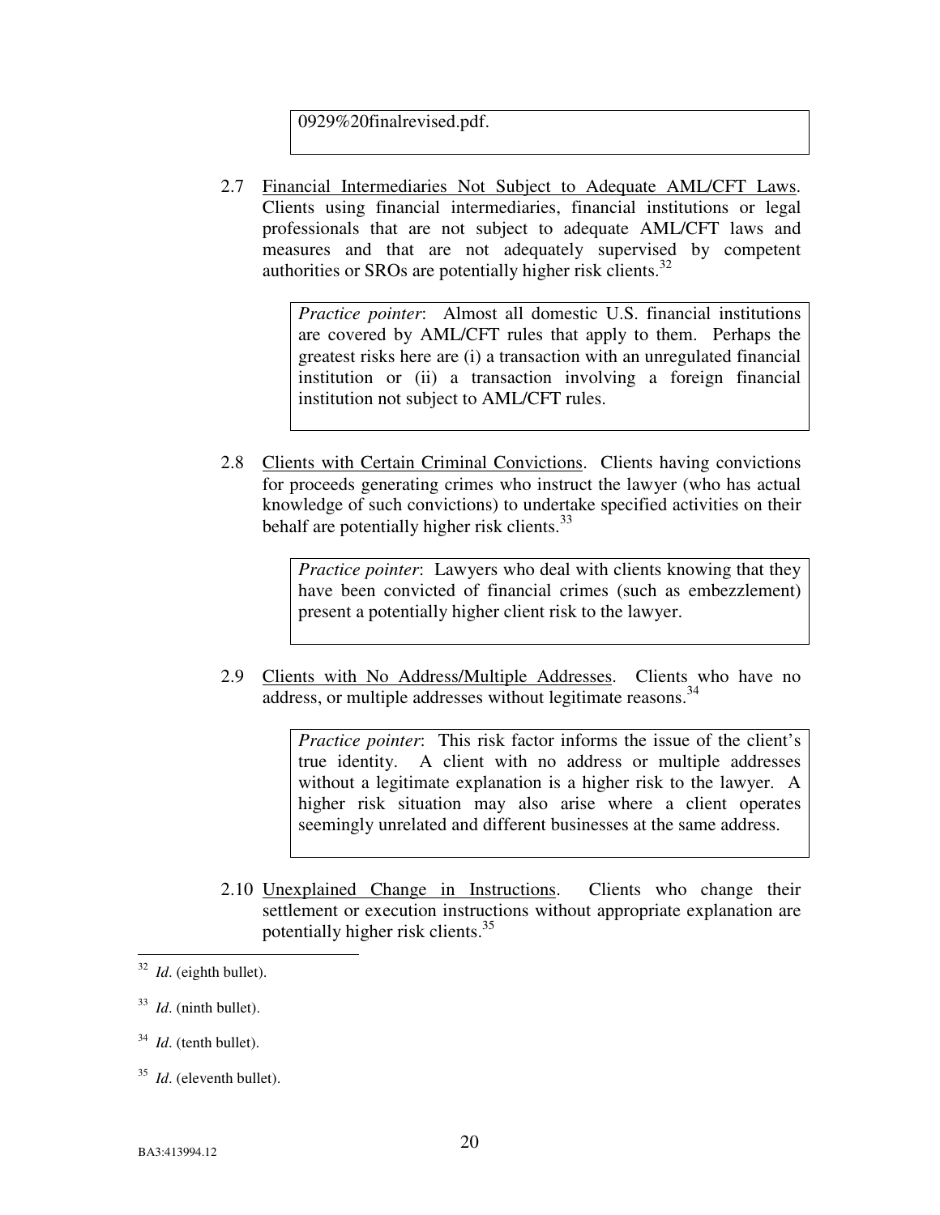0929%20finalrevised.pdf.

2.7 Financial Intermediaries Not Subject to Adequate AML/CFT Laws. Clients using financial intermediaries, financial institutions or legal professionals that are not subject to adequate AML/CFT laws and measures and that are not adequately supervised by competent authorities or SROs are potentially higher risk clients.[32]

> *Practice pointer*: Almost all domestic U.S. financial institutions are covered by AML/CFT rules that apply to them. Perhaps the greatest risks here are (i) a transaction with an unregulated financial institution or (ii) a transaction involving a foreign financial institution not subject to AML/CFT rules.

2.8 Clients with Certain Criminal Convictions. Clients having convictions for proceeds generating crimes who instruct the lawyer (who has actual knowledge of such convictions) to undertake specified activities on their behalf are potentially higher risk clients.[33]

> *Practice pointer*: Lawyers who deal with clients knowing that they have been convicted of financial crimes (such as embezzlement) present a potentially higher client risk to the lawyer.

2.9 Clients with No Address/Multiple Addresses. Clients who have no address, or multiple addresses without legitimate reasons.[34]

> *Practice pointer*: This risk factor informs the issue of the client's true identity. A client with no address or multiple addresses without a legitimate explanation is a higher risk to the lawyer. A higher risk situation may also arise where a client operates seemingly unrelated and different businesses at the same address.

2.10 Unexplained Change in Instructions. Clients who change their settlement or execution instructions without appropriate explanation are potentially higher risk clients.[35]

---

[32] *Id*. (eighth bullet).

[33] *Id*. (ninth bullet).

[34] *Id*. (tenth bullet).

[35] *Id*. (eleventh bullet).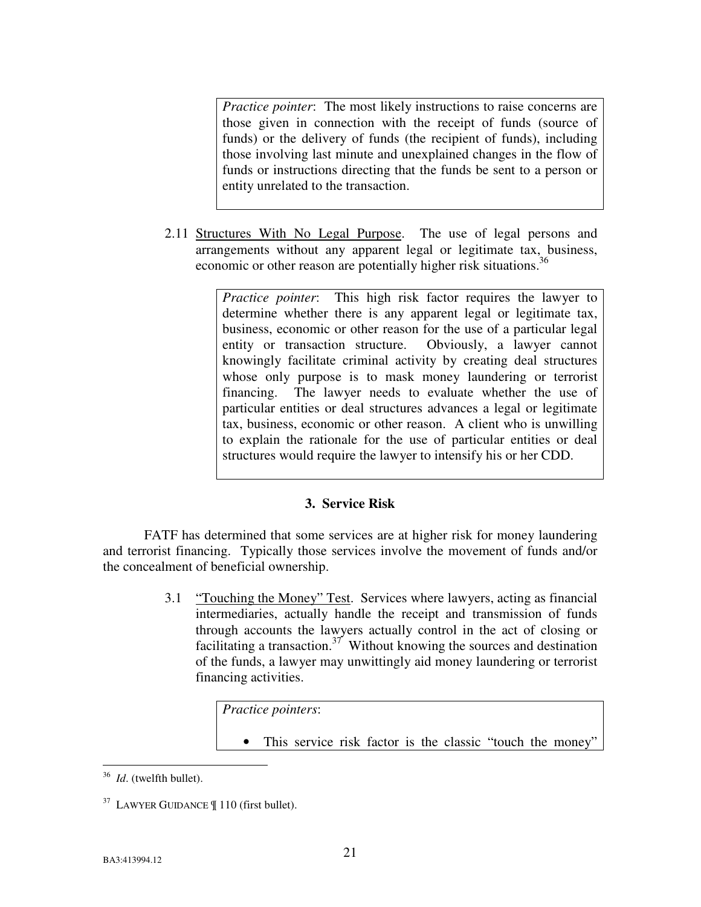> *Practice pointer*: The most likely instructions to raise concerns are those given in connection with the receipt of funds (source of funds) or the delivery of funds (the recipient of funds), including those involving last minute and unexplained changes in the flow of funds or instructions directing that the funds be sent to a person or entity unrelated to the transaction.

2.11 Structures With No Legal Purpose. The use of legal persons and arrangements without any apparent legal or legitimate tax, business, economic or other reason are potentially higher risk situations.[36]

> *Practice pointer*: This high risk factor requires the lawyer to determine whether there is any apparent legal or legitimate tax, business, economic or other reason for the use of a particular legal entity or transaction structure. Obviously, a lawyer cannot knowingly facilitate criminal activity by creating deal structures whose only purpose is to mask money laundering or terrorist financing. The lawyer needs to evaluate whether the use of particular entities or deal structures advances a legal or legitimate tax, business, economic or other reason. A client who is unwilling to explain the rationale for the use of particular entities or deal structures would require the lawyer to intensify his or her CDD.

**3. Service Risk**

FATF has determined that some services are at higher risk for money laundering and terrorist financing. Typically those services involve the movement of funds and/or the concealment of beneficial ownership.

3.1 "Touching the Money" Test. Services where lawyers, acting as financial intermediaries, actually handle the receipt and transmission of funds through accounts the lawyers actually control in the act of closing or facilitating a transaction.[37] Without knowing the sources and destination of the funds, a lawyer may unwittingly aid money laundering or terrorist financing activities.

> *Practice pointers*:
>
> - This service risk factor is the classic "touch the money"

[36] *Id*. (twelfth bullet).

[37] LAWYER GUIDANCE ¶ 110 (first bullet).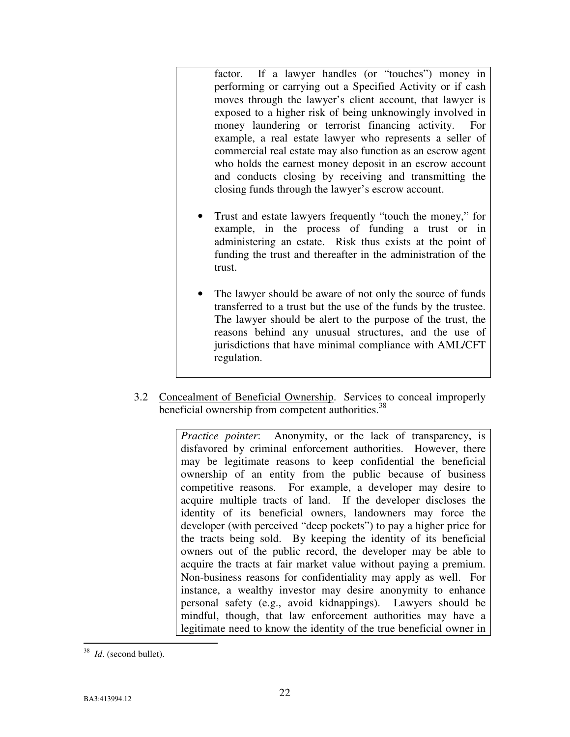factor. If a lawyer handles (or "touches") money in performing or carrying out a Specified Activity or if cash moves through the lawyer's client account, that lawyer is exposed to a higher risk of being unknowingly involved in money laundering or terrorist financing activity. For example, a real estate lawyer who represents a seller of commercial real estate may also function as an escrow agent who holds the earnest money deposit in an escrow account and conducts closing by receiving and transmitting the closing funds through the lawyer's escrow account.

- Trust and estate lawyers frequently "touch the money," for example, in the process of funding a trust or in administering an estate. Risk thus exists at the point of funding the trust and thereafter in the administration of the trust.

- The lawyer should be aware of not only the source of funds transferred to a trust but the use of the funds by the trustee. The lawyer should be alert to the purpose of the trust, the reasons behind any unusual structures, and the use of jurisdictions that have minimal compliance with AML/CFT regulation.

3.2 <u>Concealment of Beneficial Ownership</u>. Services to conceal improperly beneficial ownership from competent authorities.[38]

*Practice pointer*: Anonymity, or the lack of transparency, is disfavored by criminal enforcement authorities. However, there may be legitimate reasons to keep confidential the beneficial ownership of an entity from the public because of business competitive reasons. For example, a developer may desire to acquire multiple tracts of land. If the developer discloses the identity of its beneficial owners, landowners may force the developer (with perceived "deep pockets") to pay a higher price for the tracts being sold. By keeping the identity of its beneficial owners out of the public record, the developer may be able to acquire the tracts at fair market value without paying a premium. Non-business reasons for confidentiality may apply as well. For instance, a wealthy investor may desire anonymity to enhance personal safety (e.g., avoid kidnappings). Lawyers should be mindful, though, that law enforcement authorities may have a legitimate need to know the identity of the true beneficial owner in

---

[38] *Id*. (second bullet).

BA3:413994.12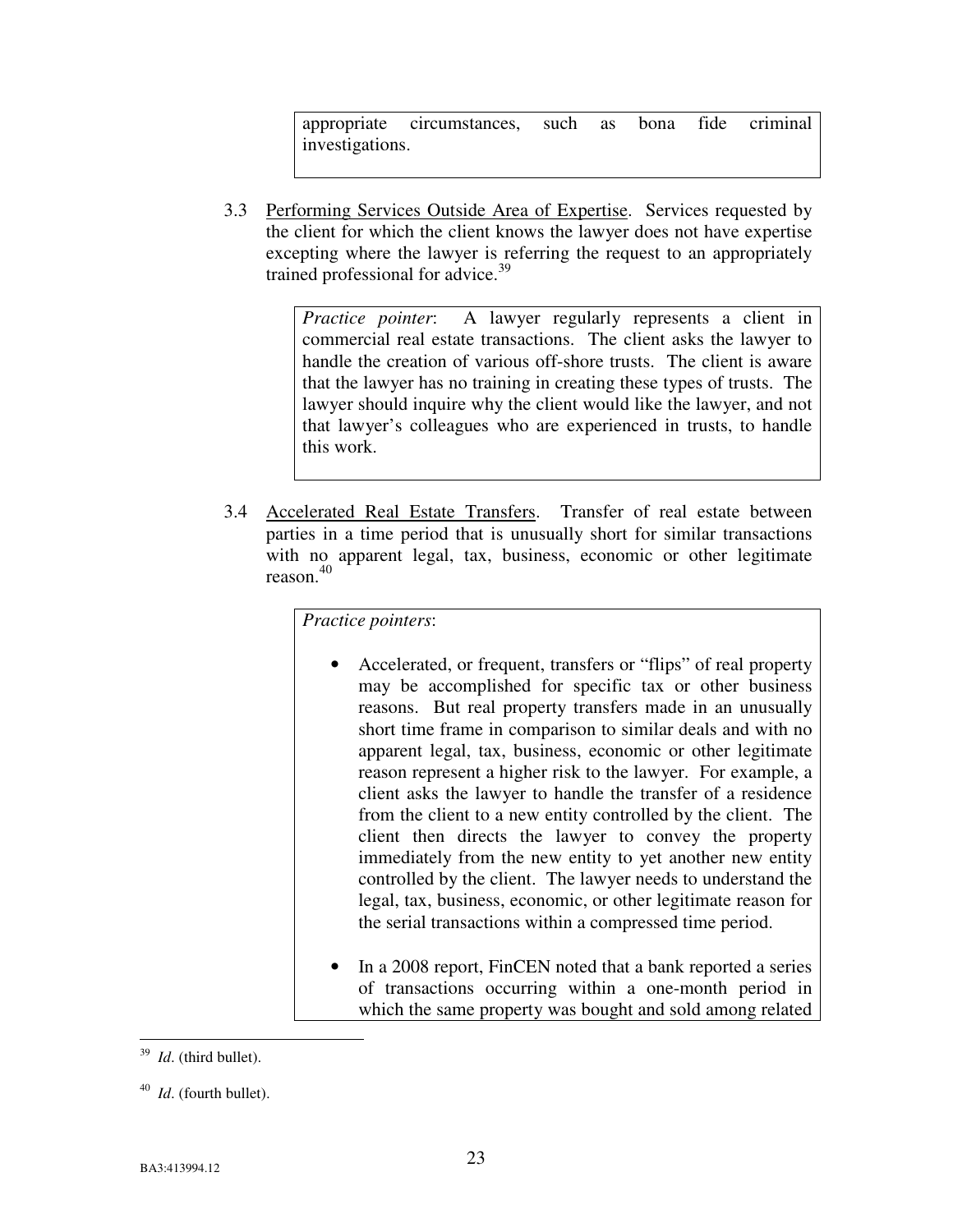> appropriate circumstances, such as bona fide criminal investigations.

3.3 Performing Services Outside Area of Expertise. Services requested by the client for which the client knows the lawyer does not have expertise excepting where the lawyer is referring the request to an appropriately trained professional for advice.[39]

> *Practice pointer*: A lawyer regularly represents a client in commercial real estate transactions. The client asks the lawyer to handle the creation of various off-shore trusts. The client is aware that the lawyer has no training in creating these types of trusts. The lawyer should inquire why the client would like the lawyer, and not that lawyer's colleagues who are experienced in trusts, to handle this work.

3.4 Accelerated Real Estate Transfers. Transfer of real estate between parties in a time period that is unusually short for similar transactions with no apparent legal, tax, business, economic or other legitimate reason.[40]

> *Practice pointers*:
>
> - Accelerated, or frequent, transfers or "flips" of real property may be accomplished for specific tax or other business reasons. But real property transfers made in an unusually short time frame in comparison to similar deals and with no apparent legal, tax, business, economic or other legitimate reason represent a higher risk to the lawyer. For example, a client asks the lawyer to handle the transfer of a residence from the client to a new entity controlled by the client. The client then directs the lawyer to convey the property immediately from the new entity to yet another new entity controlled by the client. The lawyer needs to understand the legal, tax, business, economic, or other legitimate reason for the serial transactions within a compressed time period.
>
> - In a 2008 report, FinCEN noted that a bank reported a series of transactions occurring within a one-month period in which the same property was bought and sold among related

[39] *Id*. (third bullet).

[40] *Id*. (fourth bullet).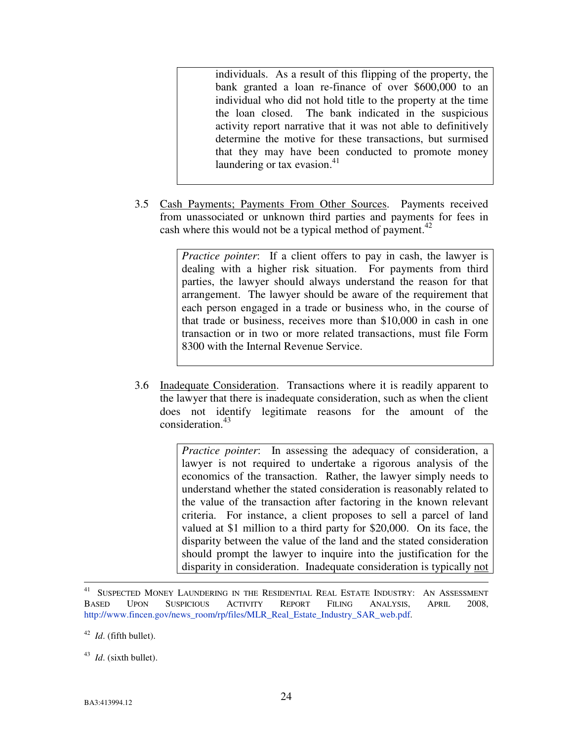> individuals. As a result of this flipping of the property, the bank granted a loan re-finance of over $600,000 to an individual who did not hold title to the property at the time the loan closed. The bank indicated in the suspicious activity report narrative that it was not able to definitively determine the motive for these transactions, but surmised that they may have been conducted to promote money laundering or tax evasion.[41]

3.5 Cash Payments; Payments From Other Sources. Payments received from unassociated or unknown third parties and payments for fees in cash where this would not be a typical method of payment.[42]

> *Practice pointer*: If a client offers to pay in cash, the lawyer is dealing with a higher risk situation. For payments from third parties, the lawyer should always understand the reason for that arrangement. The lawyer should be aware of the requirement that each person engaged in a trade or business who, in the course of that trade or business, receives more than $10,000 in cash in one transaction or in two or more related transactions, must file Form 8300 with the Internal Revenue Service.

3.6 Inadequate Consideration. Transactions where it is readily apparent to the lawyer that there is inadequate consideration, such as when the client does not identify legitimate reasons for the amount of the consideration.[43]

> *Practice pointer*: In assessing the adequacy of consideration, a lawyer is not required to undertake a rigorous analysis of the economics of the transaction. Rather, the lawyer simply needs to understand whether the stated consideration is reasonably related to the value of the transaction after factoring in the known relevant criteria. For instance, a client proposes to sell a parcel of land valued at $1 million to a third party for $20,000. On its face, the disparity between the value of the land and the stated consideration should prompt the lawyer to inquire into the justification for the disparity in consideration. Inadequate consideration is typically not

---

[41] SUSPECTED MONEY LAUNDERING IN THE RESIDENTIAL REAL ESTATE INDUSTRY: AN ASSESSMENT BASED UPON SUSPICIOUS ACTIVITY REPORT FILING ANALYSIS, APRIL 2008, http://www.fincen.gov/news_room/rp/files/MLR_Real_Estate_Industry_SAR_web.pdf.

[42] *Id*. (fifth bullet).

[43] *Id*. (sixth bullet).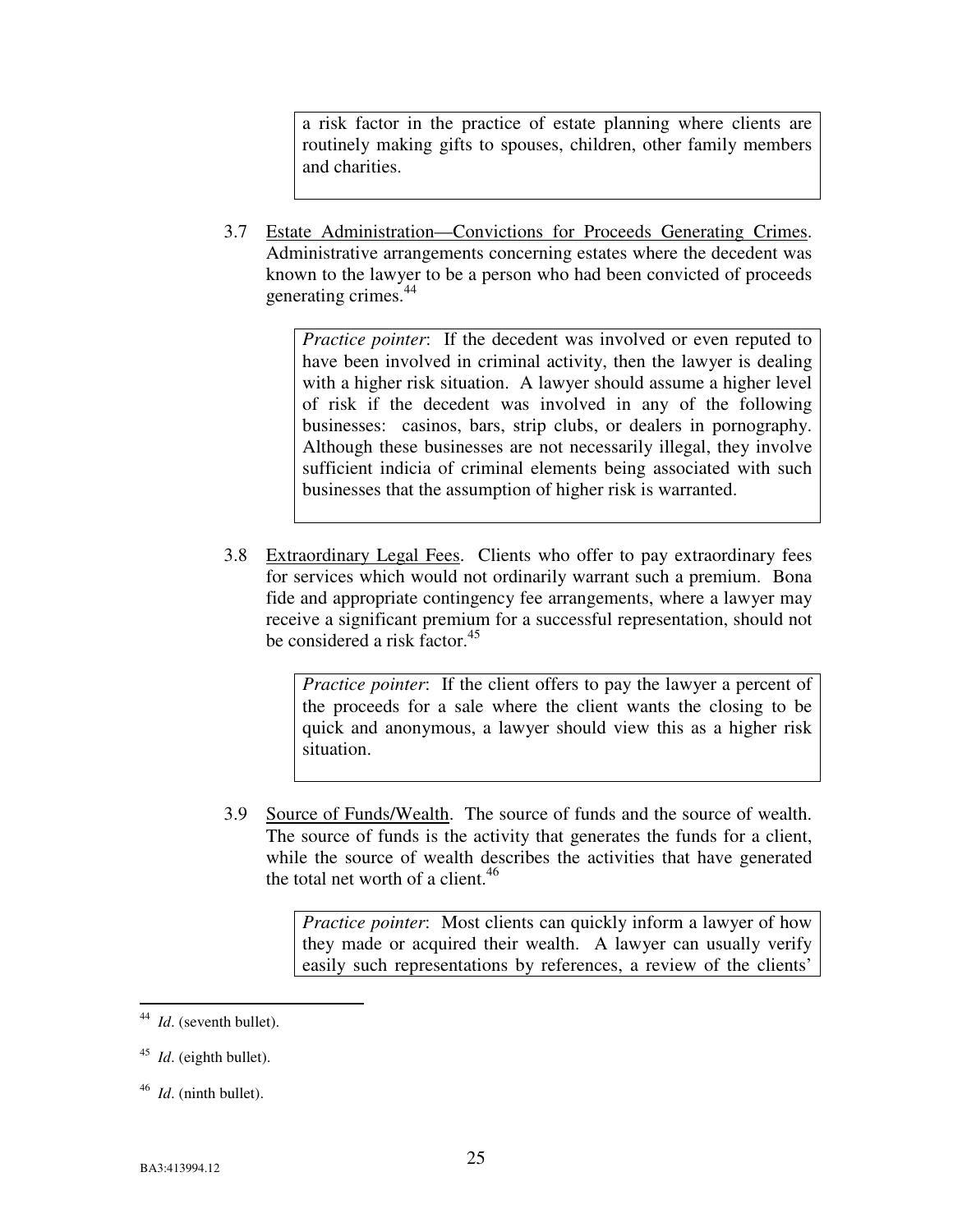> a risk factor in the practice of estate planning where clients are routinely making gifts to spouses, children, other family members and charities.

3.7 Estate Administration—Convictions for Proceeds Generating Crimes. Administrative arrangements concerning estates where the decedent was known to the lawyer to be a person who had been convicted of proceeds generating crimes.[44]

> *Practice pointer*: If the decedent was involved or even reputed to have been involved in criminal activity, then the lawyer is dealing with a higher risk situation. A lawyer should assume a higher level of risk if the decedent was involved in any of the following businesses: casinos, bars, strip clubs, or dealers in pornography. Although these businesses are not necessarily illegal, they involve sufficient indicia of criminal elements being associated with such businesses that the assumption of higher risk is warranted.

3.8 Extraordinary Legal Fees. Clients who offer to pay extraordinary fees for services which would not ordinarily warrant such a premium. Bona fide and appropriate contingency fee arrangements, where a lawyer may receive a significant premium for a successful representation, should not be considered a risk factor.[45]

> *Practice pointer*: If the client offers to pay the lawyer a percent of the proceeds for a sale where the client wants the closing to be quick and anonymous, a lawyer should view this as a higher risk situation.

3.9 Source of Funds/Wealth. The source of funds and the source of wealth. The source of funds is the activity that generates the funds for a client, while the source of wealth describes the activities that have generated the total net worth of a client.[46]

> *Practice pointer*: Most clients can quickly inform a lawyer of how they made or acquired their wealth. A lawyer can usually verify easily such representations by references, a review of the clients'

---

[44] *Id*. (seventh bullet).

[45] *Id*. (eighth bullet).

[46] *Id*. (ninth bullet).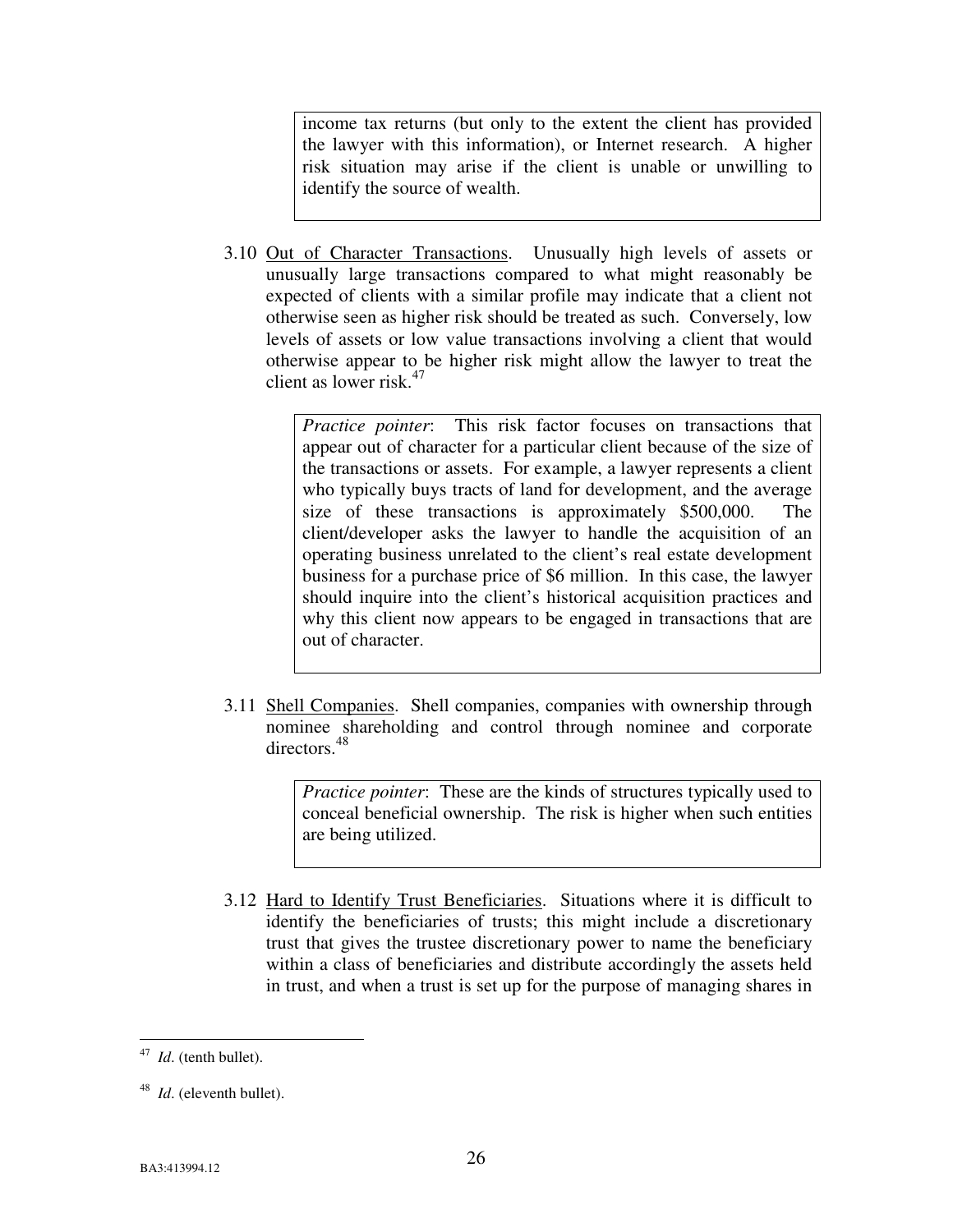income tax returns (but only to the extent the client has provided the lawyer with this information), or Internet research. A higher risk situation may arise if the client is unable or unwilling to identify the source of wealth.

3.10 Out of Character Transactions. Unusually high levels of assets or unusually large transactions compared to what might reasonably be expected of clients with a similar profile may indicate that a client not otherwise seen as higher risk should be treated as such. Conversely, low levels of assets or low value transactions involving a client that would otherwise appear to be higher risk might allow the lawyer to treat the client as lower risk.[47]

> *Practice pointer*: This risk factor focuses on transactions that appear out of character for a particular client because of the size of the transactions or assets. For example, a lawyer represents a client who typically buys tracts of land for development, and the average size of these transactions is approximately $500,000. The client/developer asks the lawyer to handle the acquisition of an operating business unrelated to the client's real estate development business for a purchase price of $6 million. In this case, the lawyer should inquire into the client's historical acquisition practices and why this client now appears to be engaged in transactions that are out of character.

3.11 Shell Companies. Shell companies, companies with ownership through nominee shareholding and control through nominee and corporate directors.[48]

> *Practice pointer*: These are the kinds of structures typically used to conceal beneficial ownership. The risk is higher when such entities are being utilized.

3.12 Hard to Identify Trust Beneficiaries. Situations where it is difficult to identify the beneficiaries of trusts; this might include a discretionary trust that gives the trustee discretionary power to name the beneficiary within a class of beneficiaries and distribute accordingly the assets held in trust, and when a trust is set up for the purpose of managing shares in

---

[47] *Id*. (tenth bullet).

[48] *Id*. (eleventh bullet).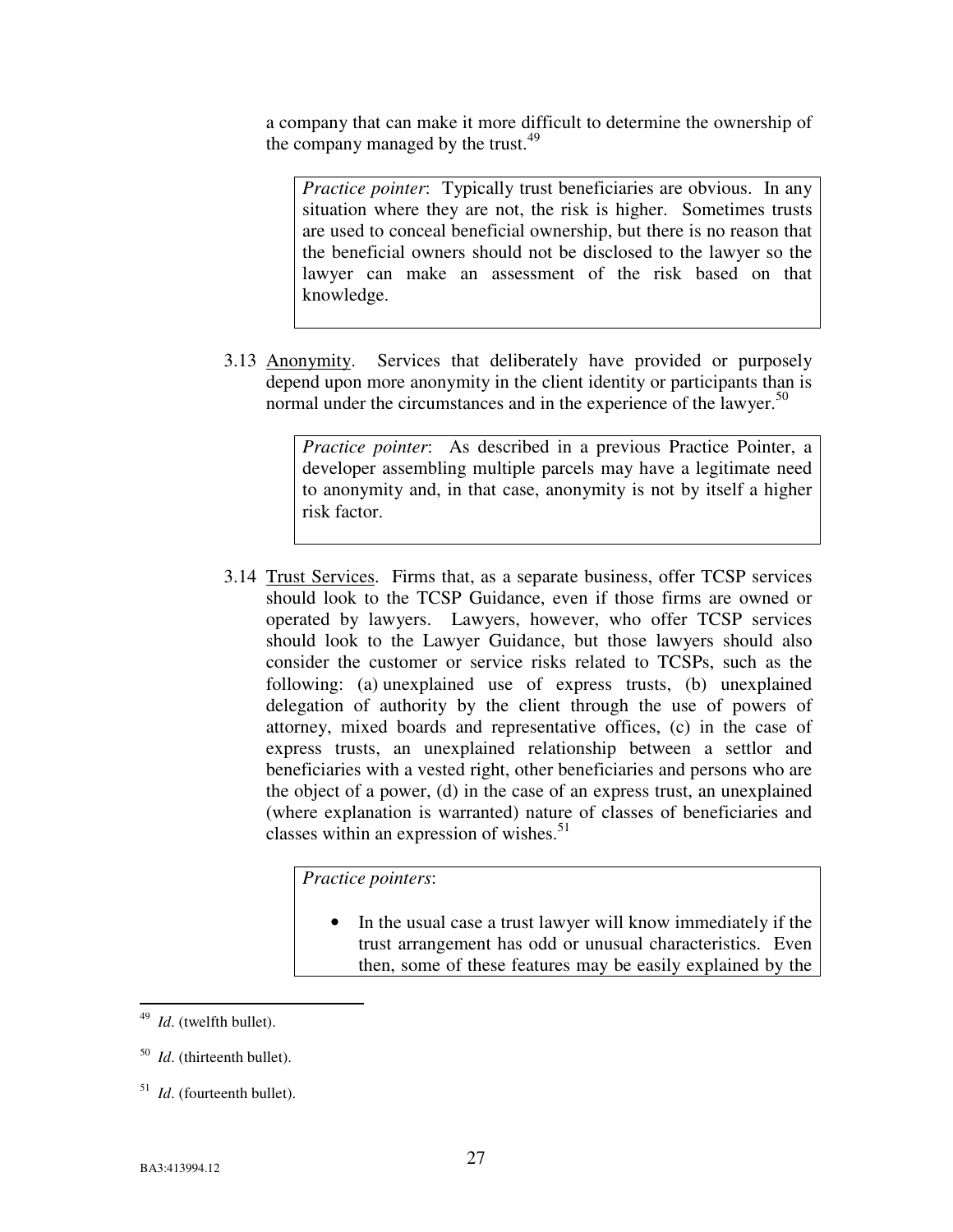a company that can make it more difficult to determine the ownership of the company managed by the trust.[49]

> *Practice pointer*: Typically trust beneficiaries are obvious. In any situation where they are not, the risk is higher. Sometimes trusts are used to conceal beneficial ownership, but there is no reason that the beneficial owners should not be disclosed to the lawyer so the lawyer can make an assessment of the risk based on that knowledge.

3.13 Anonymity. Services that deliberately have provided or purposely depend upon more anonymity in the client identity or participants than is normal under the circumstances and in the experience of the lawyer.[50]

> *Practice pointer*: As described in a previous Practice Pointer, a developer assembling multiple parcels may have a legitimate need to anonymity and, in that case, anonymity is not by itself a higher risk factor.

3.14 Trust Services. Firms that, as a separate business, offer TCSP services should look to the TCSP Guidance, even if those firms are owned or operated by lawyers. Lawyers, however, who offer TCSP services should look to the Lawyer Guidance, but those lawyers should also consider the customer or service risks related to TCSPs, such as the following: (a) unexplained use of express trusts, (b) unexplained delegation of authority by the client through the use of powers of attorney, mixed boards and representative offices, (c) in the case of express trusts, an unexplained relationship between a settlor and beneficiaries with a vested right, other beneficiaries and persons who are the object of a power, (d) in the case of an express trust, an unexplained (where explanation is warranted) nature of classes of beneficiaries and classes within an expression of wishes.[51]

> *Practice pointers*:
>
> - In the usual case a trust lawyer will know immediately if the trust arrangement has odd or unusual characteristics. Even then, some of these features may be easily explained by the

[49] *Id*. (twelfth bullet).

[50] *Id*. (thirteenth bullet).

[51] *Id*. (fourteenth bullet).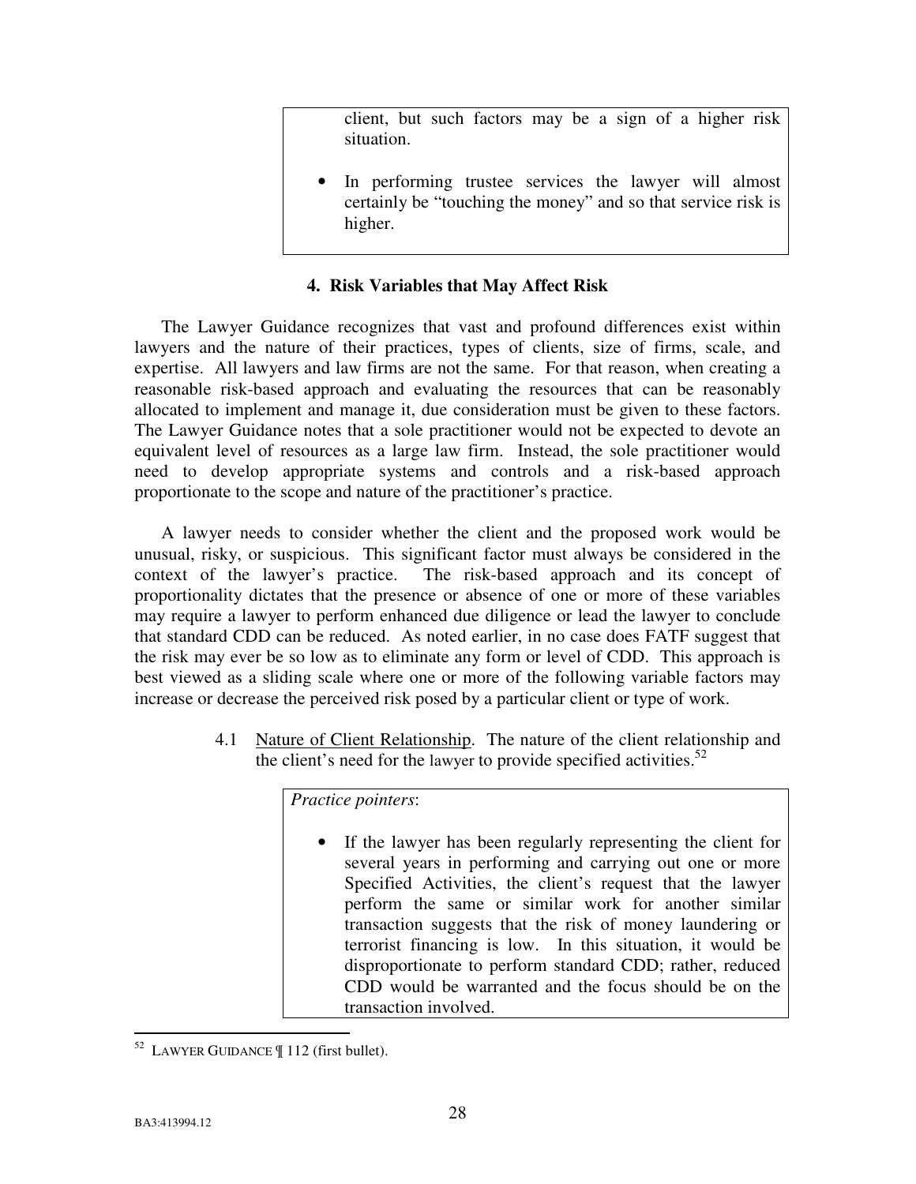client, but such factors may be a sign of a higher risk situation.

- In performing trustee services the lawyer will almost certainly be "touching the money" and so that service risk is higher.

### 4. Risk Variables that May Affect Risk

The Lawyer Guidance recognizes that vast and profound differences exist within lawyers and the nature of their practices, types of clients, size of firms, scale, and expertise. All lawyers and law firms are not the same. For that reason, when creating a reasonable risk-based approach and evaluating the resources that can be reasonably allocated to implement and manage it, due consideration must be given to these factors. The Lawyer Guidance notes that a sole practitioner would not be expected to devote an equivalent level of resources as a large law firm. Instead, the sole practitioner would need to develop appropriate systems and controls and a risk-based approach proportionate to the scope and nature of the practitioner's practice.

A lawyer needs to consider whether the client and the proposed work would be unusual, risky, or suspicious. This significant factor must always be considered in the context of the lawyer's practice. The risk-based approach and its concept of proportionality dictates that the presence or absence of one or more of these variables may require a lawyer to perform enhanced due diligence or lead the lawyer to conclude that standard CDD can be reduced. As noted earlier, in no case does FATF suggest that the risk may ever be so low as to eliminate any form or level of CDD. This approach is best viewed as a sliding scale where one or more of the following variable factors may increase or decrease the perceived risk posed by a particular client or type of work.

4.1 Nature of Client Relationship. The nature of the client relationship and the client's need for the lawyer to provide specified activities.[52]

*Practice pointers*:

- If the lawyer has been regularly representing the client for several years in performing and carrying out one or more Specified Activities, the client's request that the lawyer perform the same or similar work for another similar transaction suggests that the risk of money laundering or terrorist financing is low. In this situation, it would be disproportionate to perform standard CDD; rather, reduced CDD would be warranted and the focus should be on the transaction involved.

[52] LAWYER GUIDANCE ¶ 112 (first bullet).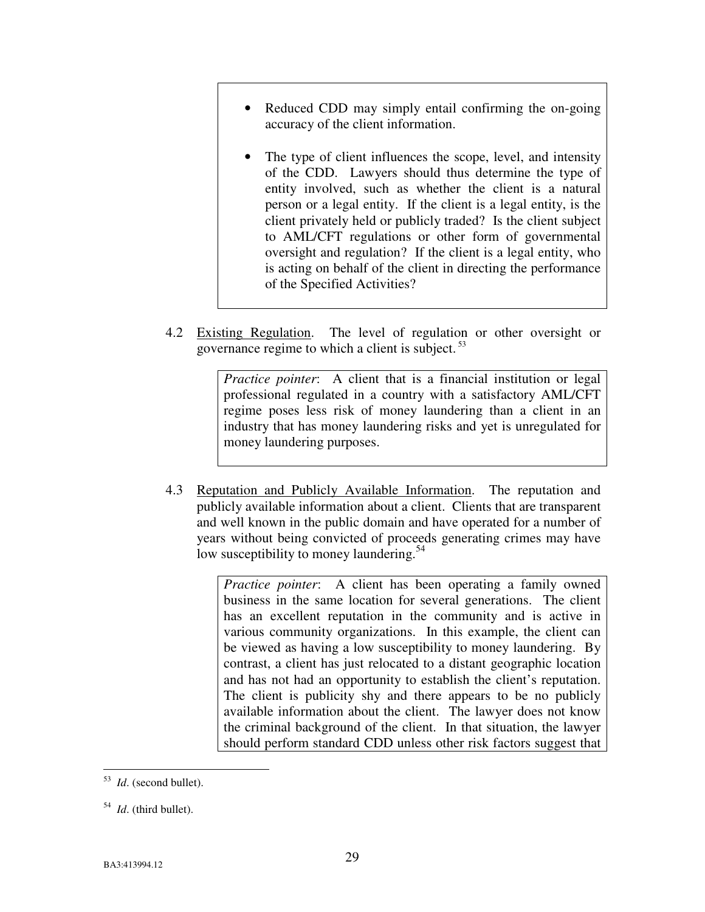- Reduced CDD may simply entail confirming the on-going accuracy of the client information.

- The type of client influences the scope, level, and intensity of the CDD. Lawyers should thus determine the type of entity involved, such as whether the client is a natural person or a legal entity. If the client is a legal entity, is the client privately held or publicly traded? Is the client subject to AML/CFT regulations or other form of governmental oversight and regulation? If the client is a legal entity, who is acting on behalf of the client in directing the performance of the Specified Activities?

4.2 Existing Regulation. The level of regulation or other oversight or governance regime to which a client is subject.[53]

> *Practice pointer*: A client that is a financial institution or legal professional regulated in a country with a satisfactory AML/CFT regime poses less risk of money laundering than a client in an industry that has money laundering risks and yet is unregulated for money laundering purposes.

4.3 Reputation and Publicly Available Information. The reputation and publicly available information about a client. Clients that are transparent and well known in the public domain and have operated for a number of years without being convicted of proceeds generating crimes may have low susceptibility to money laundering.[54]

> *Practice pointer*: A client has been operating a family owned business in the same location for several generations. The client has an excellent reputation in the community and is active in various community organizations. In this example, the client can be viewed as having a low susceptibility to money laundering. By contrast, a client has just relocated to a distant geographic location and has not had an opportunity to establish the client's reputation. The client is publicity shy and there appears to be no publicly available information about the client. The lawyer does not know the criminal background of the client. In that situation, the lawyer should perform standard CDD unless other risk factors suggest that

---

[53] *Id*. (second bullet).

[54] *Id*. (third bullet).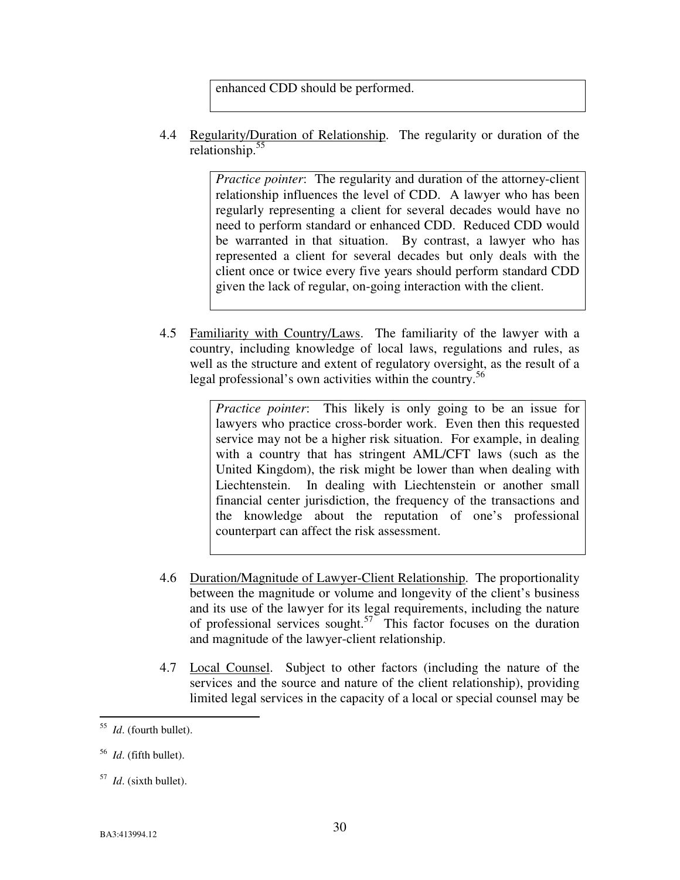> enhanced CDD should be performed.

4.4 Regularity/Duration of Relationship. The regularity or duration of the relationship.[55]

> *Practice pointer*: The regularity and duration of the attorney-client relationship influences the level of CDD. A lawyer who has been regularly representing a client for several decades would have no need to perform standard or enhanced CDD. Reduced CDD would be warranted in that situation. By contrast, a lawyer who has represented a client for several decades but only deals with the client once or twice every five years should perform standard CDD given the lack of regular, on-going interaction with the client.

4.5 Familiarity with Country/Laws. The familiarity of the lawyer with a country, including knowledge of local laws, regulations and rules, as well as the structure and extent of regulatory oversight, as the result of a legal professional's own activities within the country.[56]

> *Practice pointer*: This likely is only going to be an issue for lawyers who practice cross-border work. Even then this requested service may not be a higher risk situation. For example, in dealing with a country that has stringent AML/CFT laws (such as the United Kingdom), the risk might be lower than when dealing with Liechtenstein. In dealing with Liechtenstein or another small financial center jurisdiction, the frequency of the transactions and the knowledge about the reputation of one's professional counterpart can affect the risk assessment.

4.6 Duration/Magnitude of Lawyer-Client Relationship. The proportionality between the magnitude or volume and longevity of the client's business and its use of the lawyer for its legal requirements, including the nature of professional services sought.[57] This factor focuses on the duration and magnitude of the lawyer-client relationship.

4.7 Local Counsel. Subject to other factors (including the nature of the services and the source and nature of the client relationship), providing limited legal services in the capacity of a local or special counsel may be

---

[55] *Id*. (fourth bullet).

[56] *Id*. (fifth bullet).

[57] *Id*. (sixth bullet).

BA3:413994.12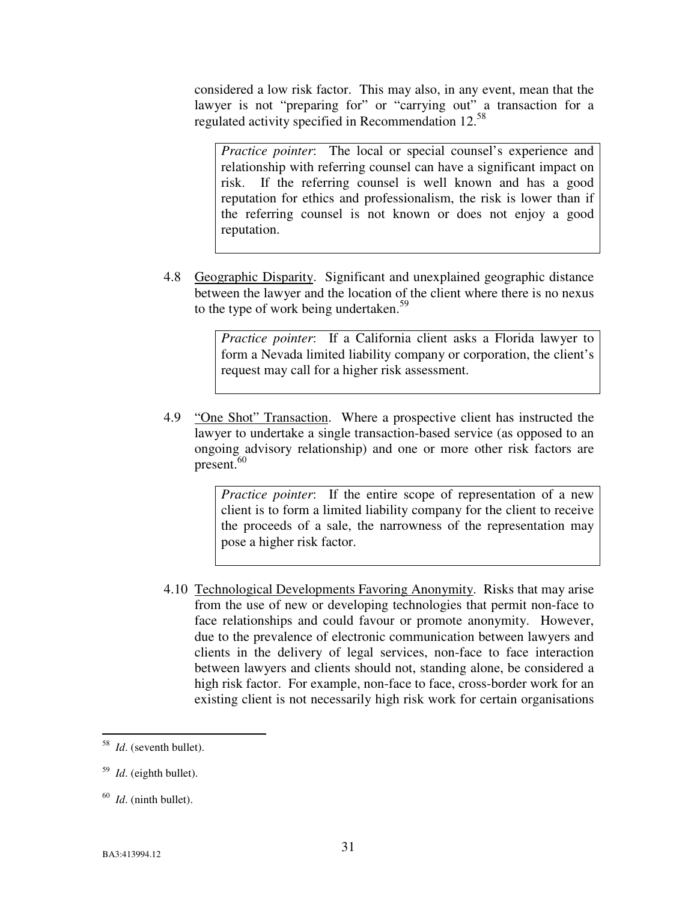considered a low risk factor. This may also, in any event, mean that the lawyer is not "preparing for" or "carrying out" a transaction for a regulated activity specified in Recommendation 12.[58]

> *Practice pointer*: The local or special counsel's experience and relationship with referring counsel can have a significant impact on risk. If the referring counsel is well known and has a good reputation for ethics and professionalism, the risk is lower than if the referring counsel is not known or does not enjoy a good reputation.

4.8 Geographic Disparity. Significant and unexplained geographic distance between the lawyer and the location of the client where there is no nexus to the type of work being undertaken.[59]

> *Practice pointer*: If a California client asks a Florida lawyer to form a Nevada limited liability company or corporation, the client's request may call for a higher risk assessment.

4.9 "One Shot" Transaction. Where a prospective client has instructed the lawyer to undertake a single transaction-based service (as opposed to an ongoing advisory relationship) and one or more other risk factors are present.[60]

> *Practice pointer*: If the entire scope of representation of a new client is to form a limited liability company for the client to receive the proceeds of a sale, the narrowness of the representation may pose a higher risk factor.

4.10 Technological Developments Favoring Anonymity. Risks that may arise from the use of new or developing technologies that permit non-face to face relationships and could favour or promote anonymity. However, due to the prevalence of electronic communication between lawyers and clients in the delivery of legal services, non-face to face interaction between lawyers and clients should not, standing alone, be considered a high risk factor. For example, non-face to face, cross-border work for an existing client is not necessarily high risk work for certain organisations

---

[58] *Id*. (seventh bullet).

[59] *Id*. (eighth bullet).

[60] *Id*. (ninth bullet).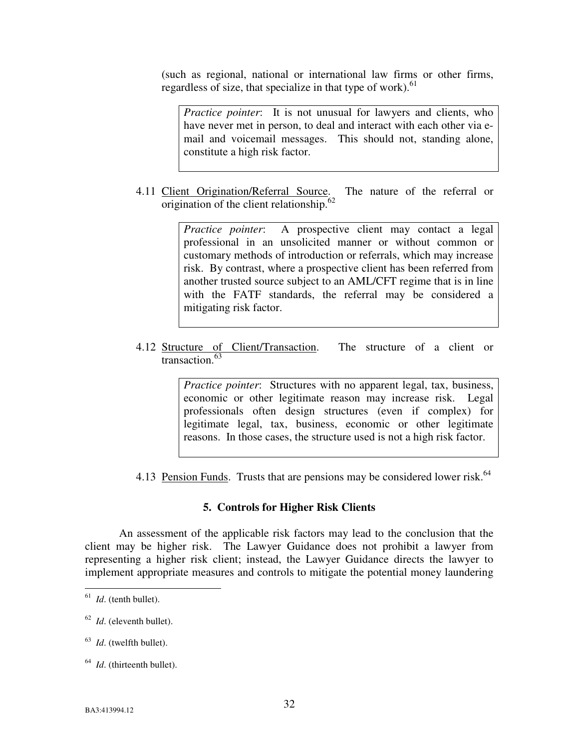(such as regional, national or international law firms or other firms, regardless of size, that specialize in that type of work).[61]

> *Practice pointer*: It is not unusual for lawyers and clients, who have never met in person, to deal and interact with each other via e-mail and voicemail messages. This should not, standing alone, constitute a high risk factor.

4.11 Client Origination/Referral Source. The nature of the referral or origination of the client relationship.[62]

> *Practice pointer*: A prospective client may contact a legal professional in an unsolicited manner or without common or customary methods of introduction or referrals, which may increase risk. By contrast, where a prospective client has been referred from another trusted source subject to an AML/CFT regime that is in line with the FATF standards, the referral may be considered a mitigating risk factor.

4.12 Structure of Client/Transaction. The structure of a client or transaction.[63]

> *Practice pointer*: Structures with no apparent legal, tax, business, economic or other legitimate reason may increase risk. Legal professionals often design structures (even if complex) for legitimate legal, tax, business, economic or other legitimate reasons. In those cases, the structure used is not a high risk factor.

4.13 Pension Funds. Trusts that are pensions may be considered lower risk.[64]

### 5. Controls for Higher Risk Clients

An assessment of the applicable risk factors may lead to the conclusion that the client may be higher risk. The Lawyer Guidance does not prohibit a lawyer from representing a higher risk client; instead, the Lawyer Guidance directs the lawyer to implement appropriate measures and controls to mitigate the potential money laundering

---

[61] *Id*. (tenth bullet).

[62] *Id*. (eleventh bullet).

[63] *Id*. (twelfth bullet).

[64] *Id*. (thirteenth bullet).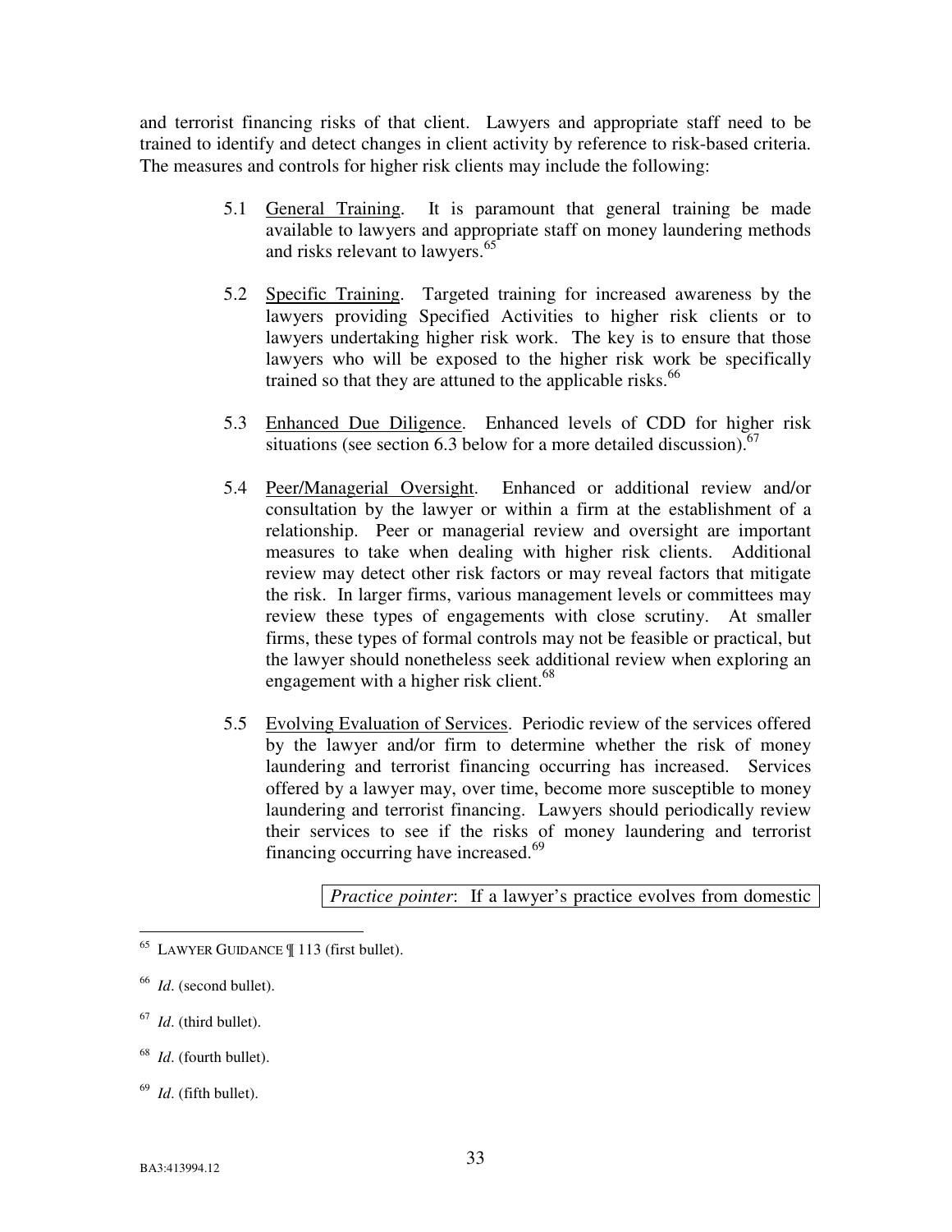and terrorist financing risks of that client. Lawyers and appropriate staff need to be trained to identify and detect changes in client activity by reference to risk-based criteria. The measures and controls for higher risk clients may include the following:

5.1 General Training. It is paramount that general training be made available to lawyers and appropriate staff on money laundering methods and risks relevant to lawyers.[65]

5.2 Specific Training. Targeted training for increased awareness by the lawyers providing Specified Activities to higher risk clients or to lawyers undertaking higher risk work. The key is to ensure that those lawyers who will be exposed to the higher risk work be specifically trained so that they are attuned to the applicable risks.[66]

5.3 Enhanced Due Diligence. Enhanced levels of CDD for higher risk situations (see section 6.3 below for a more detailed discussion).[67]

5.4 Peer/Managerial Oversight. Enhanced or additional review and/or consultation by the lawyer or within a firm at the establishment of a relationship. Peer or managerial review and oversight are important measures to take when dealing with higher risk clients. Additional review may detect other risk factors or may reveal factors that mitigate the risk. In larger firms, various management levels or committees may review these types of engagements with close scrutiny. At smaller firms, these types of formal controls may not be feasible or practical, but the lawyer should nonetheless seek additional review when exploring an engagement with a higher risk client.[68]

5.5 Evolving Evaluation of Services. Periodic review of the services offered by the lawyer and/or firm to determine whether the risk of money laundering and terrorist financing occurring has increased. Services offered by a lawyer may, over time, become more susceptible to money laundering and terrorist financing. Lawyers should periodically review their services to see if the risks of money laundering and terrorist financing occurring have increased.[69]

*Practice pointer*: If a lawyer's practice evolves from domestic

---

[65] LAWYER GUIDANCE ¶ 113 (first bullet).

[66] *Id*. (second bullet).

[67] *Id*. (third bullet).

[68] *Id*. (fourth bullet).

[69] *Id*. (fifth bullet).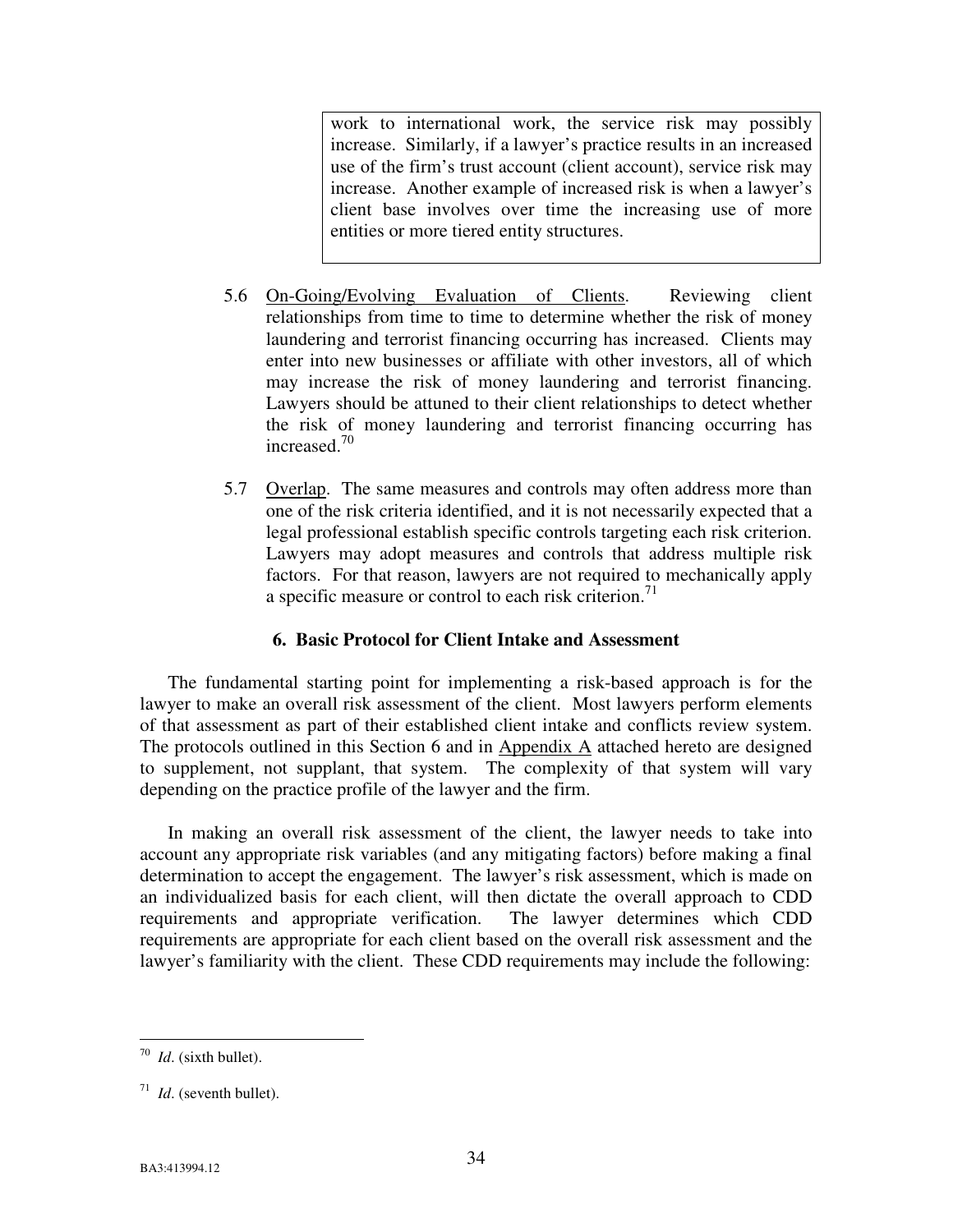> work to international work, the service risk may possibly increase. Similarly, if a lawyer's practice results in an increased use of the firm's trust account (client account), service risk may increase. Another example of increased risk is when a lawyer's client base involves over time the increasing use of more entities or more tiered entity structures.

5.6 On-Going/Evolving Evaluation of Clients. Reviewing client relationships from time to time to determine whether the risk of money laundering and terrorist financing occurring has increased. Clients may enter into new businesses or affiliate with other investors, all of which may increase the risk of money laundering and terrorist financing. Lawyers should be attuned to their client relationships to detect whether the risk of money laundering and terrorist financing occurring has increased.[70]

5.7 Overlap. The same measures and controls may often address more than one of the risk criteria identified, and it is not necessarily expected that a legal professional establish specific controls targeting each risk criterion. Lawyers may adopt measures and controls that address multiple risk factors. For that reason, lawyers are not required to mechanically apply a specific measure or control to each risk criterion.[71]

## 6. Basic Protocol for Client Intake and Assessment

The fundamental starting point for implementing a risk-based approach is for the lawyer to make an overall risk assessment of the client. Most lawyers perform elements of that assessment as part of their established client intake and conflicts review system. The protocols outlined in this Section 6 and in Appendix A attached hereto are designed to supplement, not supplant, that system. The complexity of that system will vary depending on the practice profile of the lawyer and the firm.

In making an overall risk assessment of the client, the lawyer needs to take into account any appropriate risk variables (and any mitigating factors) before making a final determination to accept the engagement. The lawyer's risk assessment, which is made on an individualized basis for each client, will then dictate the overall approach to CDD requirements and appropriate verification. The lawyer determines which CDD requirements are appropriate for each client based on the overall risk assessment and the lawyer's familiarity with the client. These CDD requirements may include the following:

---

[70] *Id*. (sixth bullet).

[71] *Id*. (seventh bullet).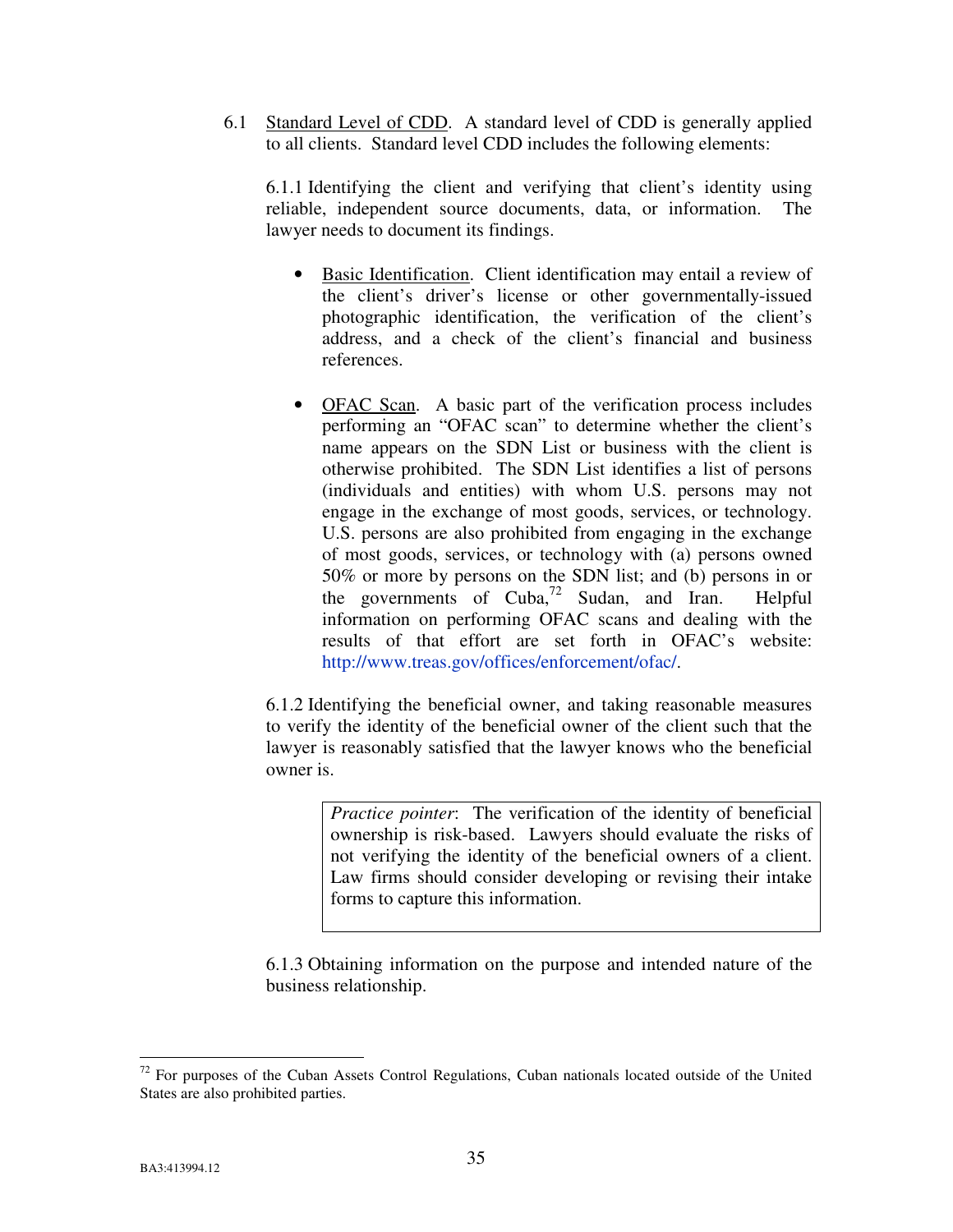6.1 Standard Level of CDD. A standard level of CDD is generally applied to all clients. Standard level CDD includes the following elements:

6.1.1 Identifying the client and verifying that client's identity using reliable, independent source documents, data, or information. The lawyer needs to document its findings.

- Basic Identification. Client identification may entail a review of the client's driver's license or other governmentally-issued photographic identification, the verification of the client's address, and a check of the client's financial and business references.

- OFAC Scan. A basic part of the verification process includes performing an "OFAC scan" to determine whether the client's name appears on the SDN List or business with the client is otherwise prohibited. The SDN List identifies a list of persons (individuals and entities) with whom U.S. persons may not engage in the exchange of most goods, services, or technology. U.S. persons are also prohibited from engaging in the exchange of most goods, services, or technology with (a) persons owned 50% or more by persons on the SDN list; and (b) persons in or the governments of Cuba,[72] Sudan, and Iran. Helpful information on performing OFAC scans and dealing with the results of that effort are set forth in OFAC's website: http://www.treas.gov/offices/enforcement/ofac/.

6.1.2 Identifying the beneficial owner, and taking reasonable measures to verify the identity of the beneficial owner of the client such that the lawyer is reasonably satisfied that the lawyer knows who the beneficial owner is.

> *Practice pointer*: The verification of the identity of beneficial ownership is risk-based. Lawyers should evaluate the risks of not verifying the identity of the beneficial owners of a client. Law firms should consider developing or revising their intake forms to capture this information.

6.1.3 Obtaining information on the purpose and intended nature of the business relationship.

---

[72] For purposes of the Cuban Assets Control Regulations, Cuban nationals located outside of the United States are also prohibited parties.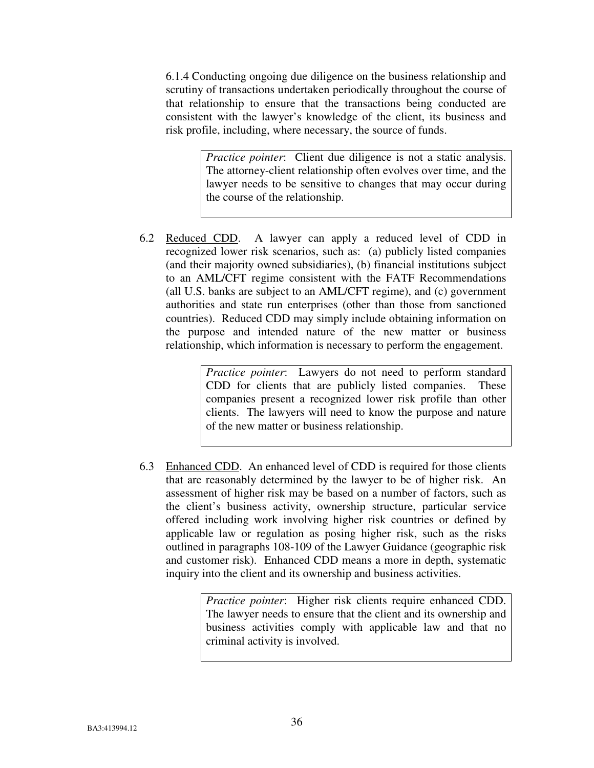6.1.4 Conducting ongoing due diligence on the business relationship and scrutiny of transactions undertaken periodically throughout the course of that relationship to ensure that the transactions being conducted are consistent with the lawyer's knowledge of the client, its business and risk profile, including, where necessary, the source of funds.

> *Practice pointer*: Client due diligence is not a static analysis. The attorney-client relationship often evolves over time, and the lawyer needs to be sensitive to changes that may occur during the course of the relationship.

6.2 Reduced CDD. A lawyer can apply a reduced level of CDD in recognized lower risk scenarios, such as: (a) publicly listed companies (and their majority owned subsidiaries), (b) financial institutions subject to an AML/CFT regime consistent with the FATF Recommendations (all U.S. banks are subject to an AML/CFT regime), and (c) government authorities and state run enterprises (other than those from sanctioned countries). Reduced CDD may simply include obtaining information on the purpose and intended nature of the new matter or business relationship, which information is necessary to perform the engagement.

> *Practice pointer*: Lawyers do not need to perform standard CDD for clients that are publicly listed companies. These companies present a recognized lower risk profile than other clients. The lawyers will need to know the purpose and nature of the new matter or business relationship.

6.3 Enhanced CDD. An enhanced level of CDD is required for those clients that are reasonably determined by the lawyer to be of higher risk. An assessment of higher risk may be based on a number of factors, such as the client's business activity, ownership structure, particular service offered including work involving higher risk countries or defined by applicable law or regulation as posing higher risk, such as the risks outlined in paragraphs 108-109 of the Lawyer Guidance (geographic risk and customer risk). Enhanced CDD means a more in depth, systematic inquiry into the client and its ownership and business activities.

> *Practice pointer*: Higher risk clients require enhanced CDD. The lawyer needs to ensure that the client and its ownership and business activities comply with applicable law and that no criminal activity is involved.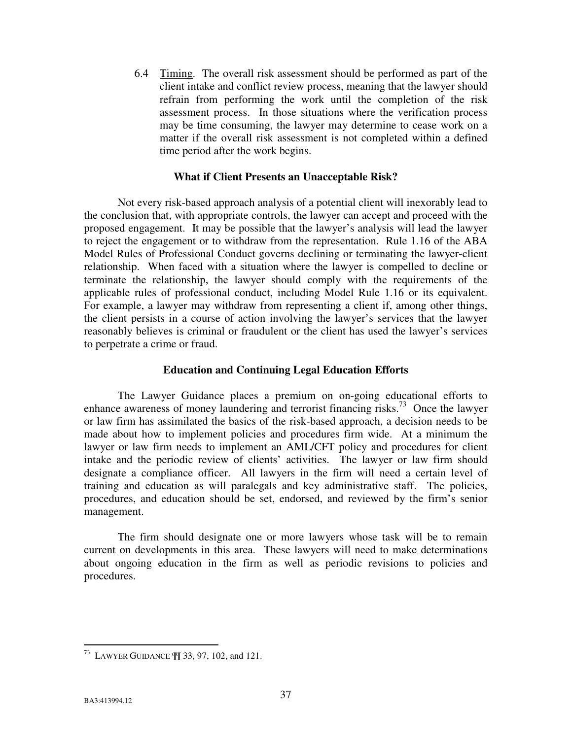6.4 Timing. The overall risk assessment should be performed as part of the client intake and conflict review process, meaning that the lawyer should refrain from performing the work until the completion of the risk assessment process. In those situations where the verification process may be time consuming, the lawyer may determine to cease work on a matter if the overall risk assessment is not completed within a defined time period after the work begins.

**What if Client Presents an Unacceptable Risk?**

Not every risk-based approach analysis of a potential client will inexorably lead to the conclusion that, with appropriate controls, the lawyer can accept and proceed with the proposed engagement. It may be possible that the lawyer's analysis will lead the lawyer to reject the engagement or to withdraw from the representation. Rule 1.16 of the ABA Model Rules of Professional Conduct governs declining or terminating the lawyer-client relationship. When faced with a situation where the lawyer is compelled to decline or terminate the relationship, the lawyer should comply with the requirements of the applicable rules of professional conduct, including Model Rule 1.16 or its equivalent. For example, a lawyer may withdraw from representing a client if, among other things, the client persists in a course of action involving the lawyer's services that the lawyer reasonably believes is criminal or fraudulent or the client has used the lawyer's services to perpetrate a crime or fraud.

**Education and Continuing Legal Education Efforts**

The Lawyer Guidance places a premium on on-going educational efforts to enhance awareness of money laundering and terrorist financing risks.[73] Once the lawyer or law firm has assimilated the basics of the risk-based approach, a decision needs to be made about how to implement policies and procedures firm wide. At a minimum the lawyer or law firm needs to implement an AML/CFT policy and procedures for client intake and the periodic review of clients' activities. The lawyer or law firm should designate a compliance officer. All lawyers in the firm will need a certain level of training and education as will paralegals and key administrative staff. The policies, procedures, and education should be set, endorsed, and reviewed by the firm's senior management.

The firm should designate one or more lawyers whose task will be to remain current on developments in this area. These lawyers will need to make determinations about ongoing education in the firm as well as periodic revisions to policies and procedures.

---

[73] LAWYER GUIDANCE ¶¶ 33, 97, 102, and 121.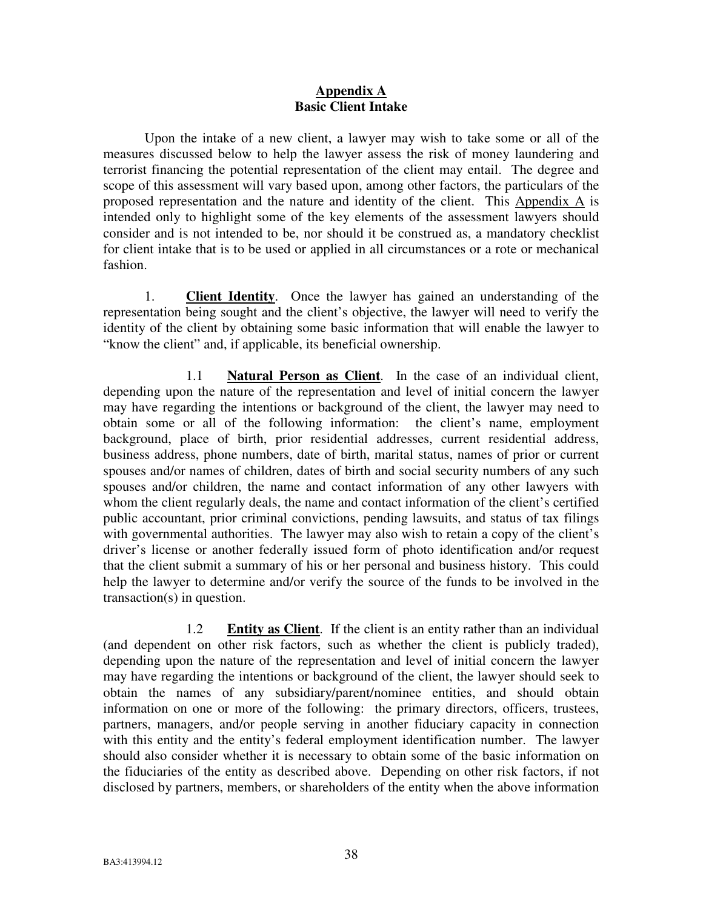## Appendix A
## Basic Client Intake

Upon the intake of a new client, a lawyer may wish to take some or all of the measures discussed below to help the lawyer assess the risk of money laundering and terrorist financing the potential representation of the client may entail. The degree and scope of this assessment will vary based upon, among other factors, the particulars of the proposed representation and the nature and identity of the client. This Appendix A is intended only to highlight some of the key elements of the assessment lawyers should consider and is not intended to be, nor should it be construed as, a mandatory checklist for client intake that is to be used or applied in all circumstances or a rote or mechanical fashion.

1. **Client Identity**. Once the lawyer has gained an understanding of the representation being sought and the client's objective, the lawyer will need to verify the identity of the client by obtaining some basic information that will enable the lawyer to "know the client" and, if applicable, its beneficial ownership.

1.1 **Natural Person as Client**. In the case of an individual client, depending upon the nature of the representation and level of initial concern the lawyer may have regarding the intentions or background of the client, the lawyer may need to obtain some or all of the following information: the client's name, employment background, place of birth, prior residential addresses, current residential address, business address, phone numbers, date of birth, marital status, names of prior or current spouses and/or names of children, dates of birth and social security numbers of any such spouses and/or children, the name and contact information of any other lawyers with whom the client regularly deals, the name and contact information of the client's certified public accountant, prior criminal convictions, pending lawsuits, and status of tax filings with governmental authorities. The lawyer may also wish to retain a copy of the client's driver's license or another federally issued form of photo identification and/or request that the client submit a summary of his or her personal and business history. This could help the lawyer to determine and/or verify the source of the funds to be involved in the transaction(s) in question.

1.2 **Entity as Client**. If the client is an entity rather than an individual (and dependent on other risk factors, such as whether the client is publicly traded), depending upon the nature of the representation and level of initial concern the lawyer may have regarding the intentions or background of the client, the lawyer should seek to obtain the names of any subsidiary/parent/nominee entities, and should obtain information on one or more of the following: the primary directors, officers, trustees, partners, managers, and/or people serving in another fiduciary capacity in connection with this entity and the entity's federal employment identification number. The lawyer should also consider whether it is necessary to obtain some of the basic information on the fiduciaries of the entity as described above. Depending on other risk factors, if not disclosed by partners, members, or shareholders of the entity when the above information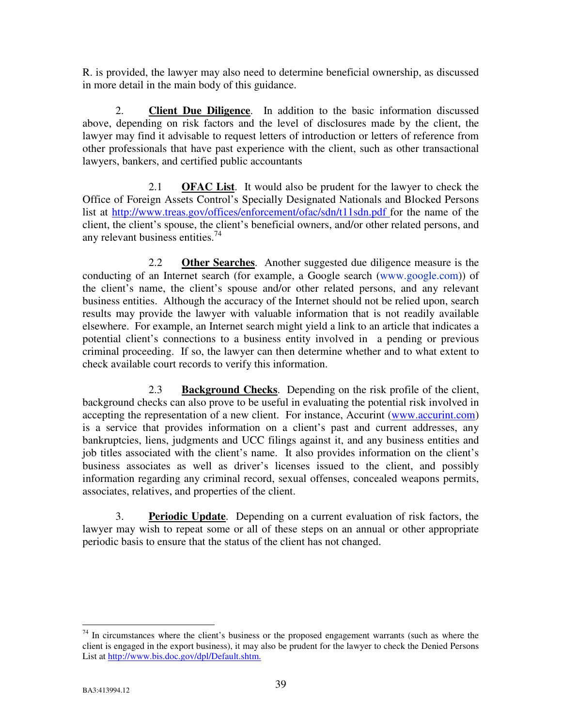R. is provided, the lawyer may also need to determine beneficial ownership, as discussed in more detail in the main body of this guidance.

2. **Client Due Diligence**. In addition to the basic information discussed above, depending on risk factors and the level of disclosures made by the client, the lawyer may find it advisable to request letters of introduction or letters of reference from other professionals that have past experience with the client, such as other transactional lawyers, bankers, and certified public accountants

2.1 **OFAC List**. It would also be prudent for the lawyer to check the Office of Foreign Assets Control's Specially Designated Nationals and Blocked Persons list at http://www.treas.gov/offices/enforcement/ofac/sdn/t11sdn.pdf for the name of the client, the client's spouse, the client's beneficial owners, and/or other related persons, and any relevant business entities.[74]

2.2 **Other Searches**. Another suggested due diligence measure is the conducting of an Internet search (for example, a Google search (www.google.com)) of the client's name, the client's spouse and/or other related persons, and any relevant business entities. Although the accuracy of the Internet should not be relied upon, search results may provide the lawyer with valuable information that is not readily available elsewhere. For example, an Internet search might yield a link to an article that indicates a potential client's connections to a business entity involved in a pending or previous criminal proceeding. If so, the lawyer can then determine whether and to what extent to check available court records to verify this information.

2.3 **Background Checks**. Depending on the risk profile of the client, background checks can also prove to be useful in evaluating the potential risk involved in accepting the representation of a new client. For instance, Accurint (www.accurint.com) is a service that provides information on a client's past and current addresses, any bankruptcies, liens, judgments and UCC filings against it, and any business entities and job titles associated with the client's name. It also provides information on the client's business associates as well as driver's licenses issued to the client, and possibly information regarding any criminal record, sexual offenses, concealed weapons permits, associates, relatives, and properties of the client.

3. **Periodic Update**. Depending on a current evaluation of risk factors, the lawyer may wish to repeat some or all of these steps on an annual or other appropriate periodic basis to ensure that the status of the client has not changed.

---

[74] In circumstances where the client's business or the proposed engagement warrants (such as where the client is engaged in the export business), it may also be prudent for the lawyer to check the Denied Persons List at http://www.bis.doc.gov/dpl/Default.shtm.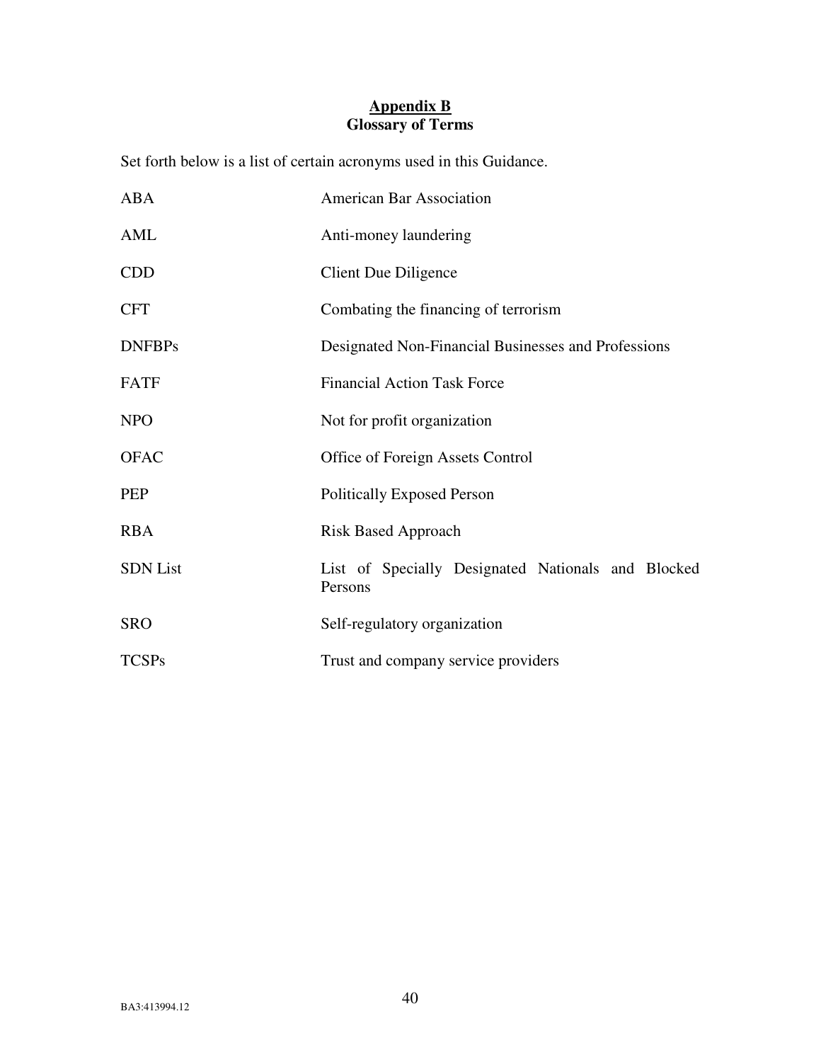## Appendix B
## Glossary of Terms

Set forth below is a list of certain acronyms used in this Guidance.

| | |
|---|---|
| ABA | American Bar Association |
| AML | Anti-money laundering |
| CDD | Client Due Diligence |
| CFT | Combating the financing of terrorism |
| DNFBPs | Designated Non-Financial Businesses and Professions |
| FATF | Financial Action Task Force |
| NPO | Not for profit organization |
| OFAC | Office of Foreign Assets Control |
| PEP | Politically Exposed Person |
| RBA | Risk Based Approach |
| SDN List | List of Specially Designated Nationals and Blocked Persons |
| SRO | Self-regulatory organization |
| TCSPs | Trust and company service providers |

BA3:413994.12